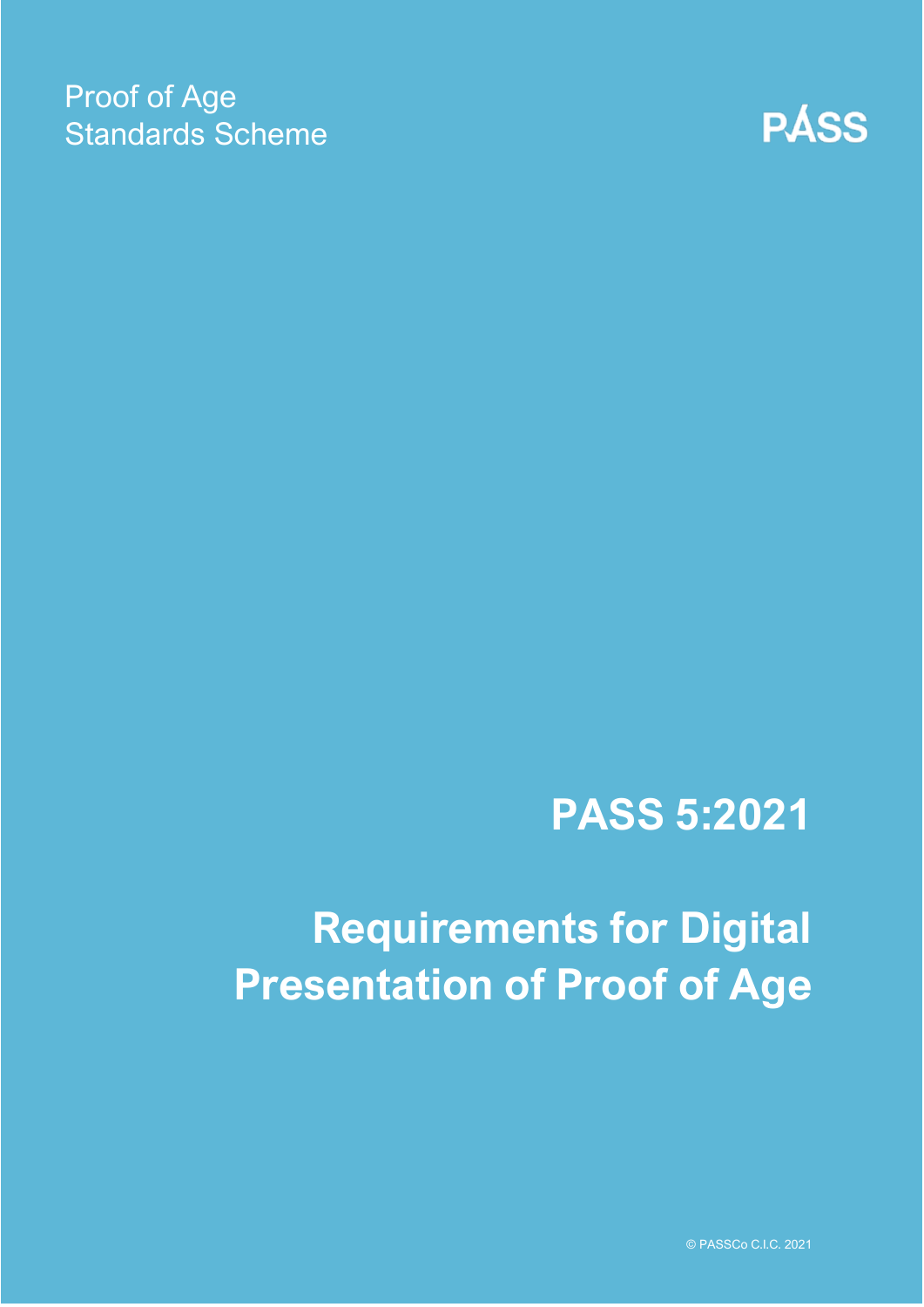Proof of Age
Standards Scheme

PÁSS

# PASS 5:2021

# Requirements for Digital Presentation of Proof of Age

© PASSCo C.I.C. 2021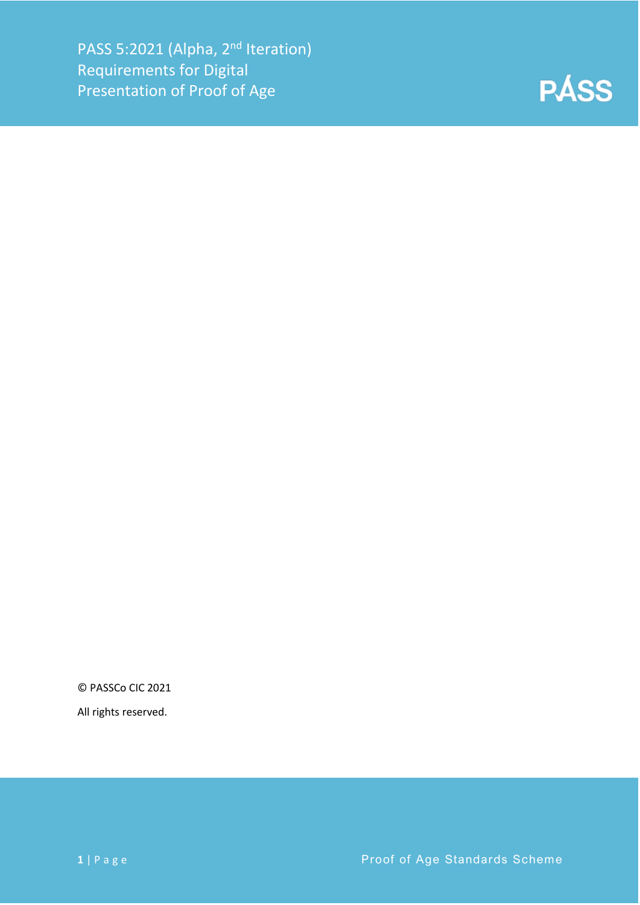# PASS 5:2021 (Alpha, 2nd Iteration) Requirements for Digital Presentation of Proof of Age

© PASSCo CIC 2021

All rights reserved.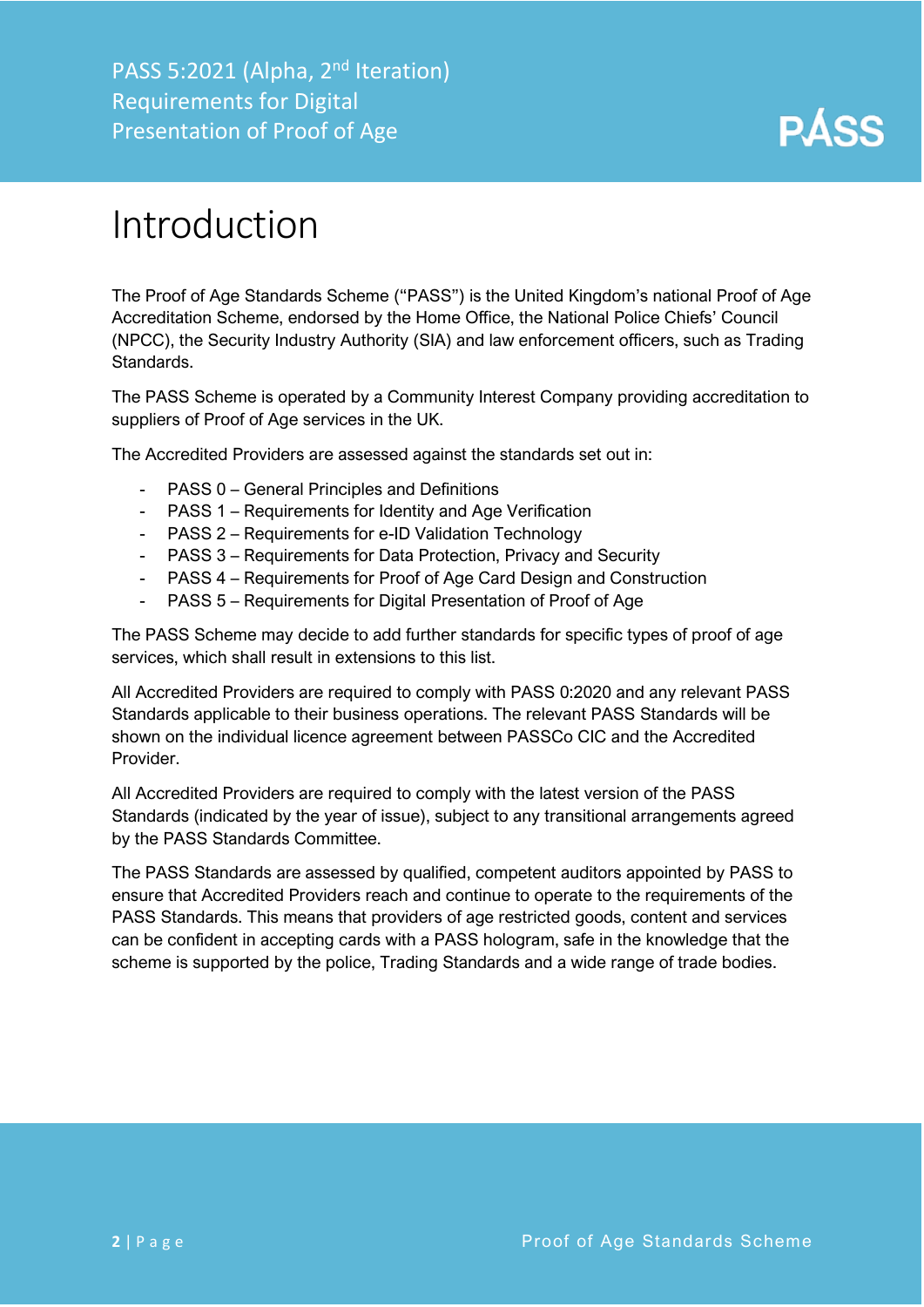# Introduction

The Proof of Age Standards Scheme ("PASS") is the United Kingdom's national Proof of Age Accreditation Scheme, endorsed by the Home Office, the National Police Chiefs' Council (NPCC), the Security Industry Authority (SIA) and law enforcement officers, such as Trading Standards.

The PASS Scheme is operated by a Community Interest Company providing accreditation to suppliers of Proof of Age services in the UK.

The Accredited Providers are assessed against the standards set out in:

- PASS 0 – General Principles and Definitions
- PASS 1 – Requirements for Identity and Age Verification
- PASS 2 – Requirements for e-ID Validation Technology
- PASS 3 – Requirements for Data Protection, Privacy and Security
- PASS 4 – Requirements for Proof of Age Card Design and Construction
- PASS 5 – Requirements for Digital Presentation of Proof of Age

The PASS Scheme may decide to add further standards for specific types of proof of age services, which shall result in extensions to this list.

All Accredited Providers are required to comply with PASS 0:2020 and any relevant PASS Standards applicable to their business operations. The relevant PASS Standards will be shown on the individual licence agreement between PASSCo CIC and the Accredited Provider.

All Accredited Providers are required to comply with the latest version of the PASS Standards (indicated by the year of issue), subject to any transitional arrangements agreed by the PASS Standards Committee.

The PASS Standards are assessed by qualified, competent auditors appointed by PASS to ensure that Accredited Providers reach and continue to operate to the requirements of the PASS Standards. This means that providers of age restricted goods, content and services can be confident in accepting cards with a PASS hologram, safe in the knowledge that the scheme is supported by the police, Trading Standards and a wide range of trade bodies.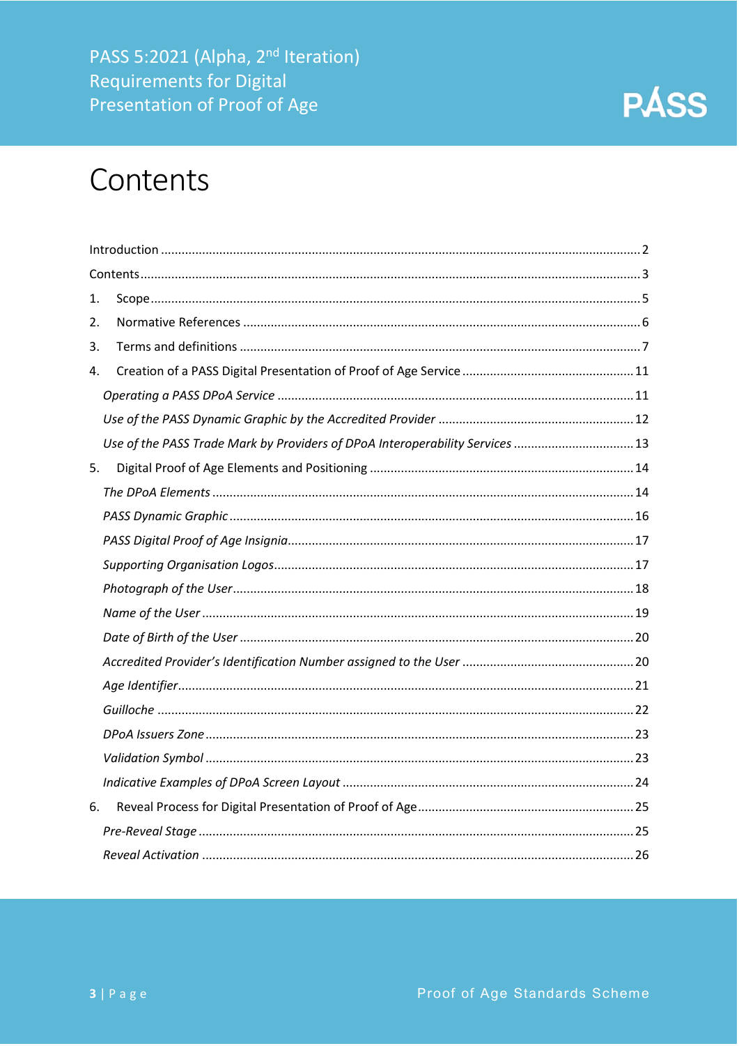# Contents

| | |
|---|---|
| Introduction | 2 |
| Contents | 3 |
| 1. Scope | 5 |
| 2. Normative References | 6 |
| 3. Terms and definitions | 7 |
| 4. Creation of a PASS Digital Presentation of Proof of Age Service | 11 |
| *Operating a PASS DPoA Service* | 11 |
| *Use of the PASS Dynamic Graphic by the Accredited Provider* | 12 |
| *Use of the PASS Trade Mark by Providers of DPoA Interoperability Services* | 13 |
| 5. Digital Proof of Age Elements and Positioning | 14 |
| *The DPoA Elements* | 14 |
| *PASS Dynamic Graphic* | 16 |
| *PASS Digital Proof of Age Insignia* | 17 |
| *Supporting Organisation Logos* | 17 |
| *Photograph of the User* | 18 |
| *Name of the User* | 19 |
| *Date of Birth of the User* | 20 |
| *Accredited Provider's Identification Number assigned to the User* | 20 |
| *Age Identifier* | 21 |
| *Guilloche* | 22 |
| *DPoA Issuers Zone* | 23 |
| *Validation Symbol* | 23 |
| *Indicative Examples of DPoA Screen Layout* | 24 |
| 6. Reveal Process for Digital Presentation of Proof of Age | 25 |
| *Pre-Reveal Stage* | 25 |
| *Reveal Activation* | 26 |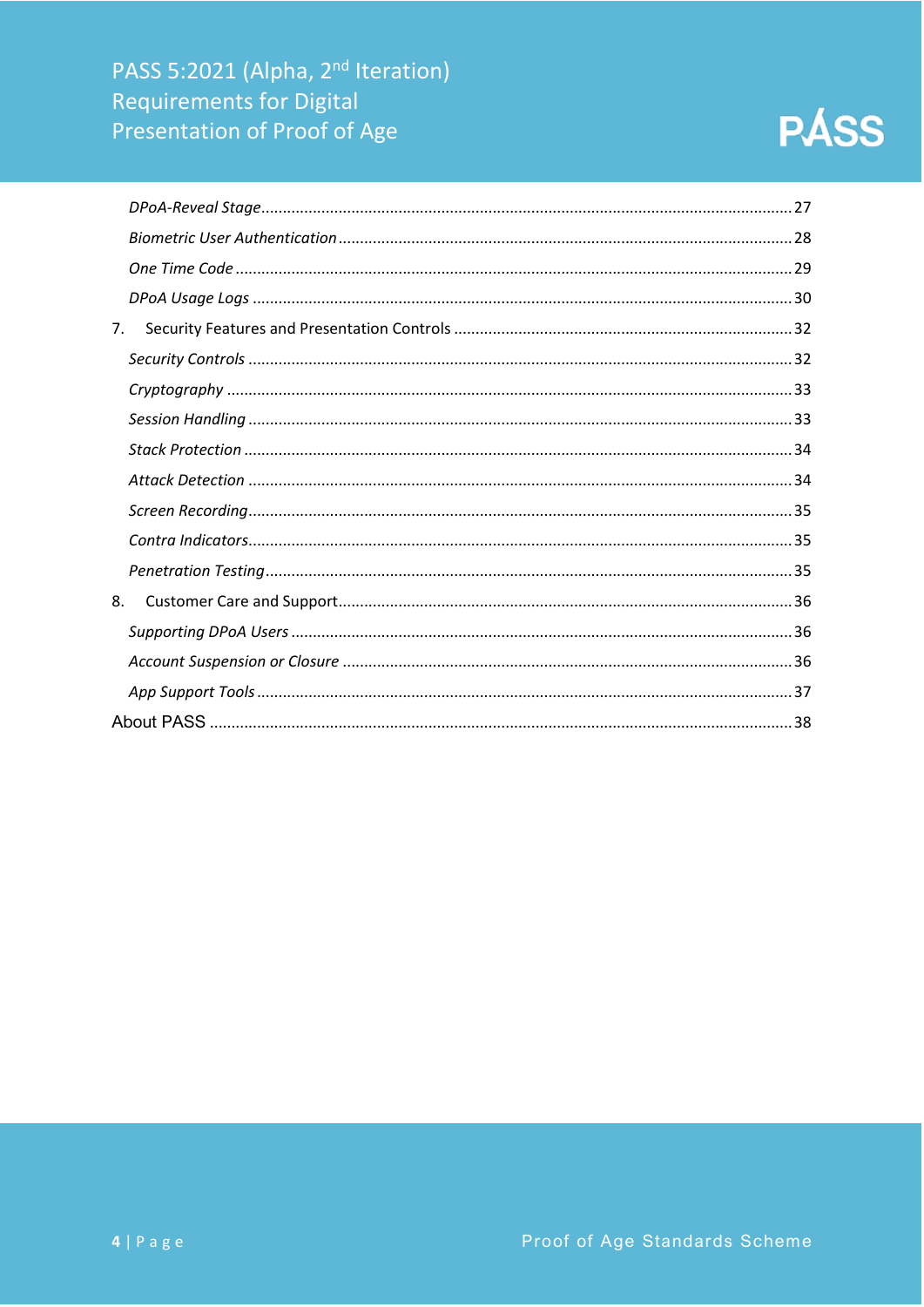*DPoA-Reveal Stage* .......... 27

*Biometric User Authentication* .......... 28

*One Time Code* .......... 29

*DPoA Usage Logs* .......... 30

7. Security Features and Presentation Controls .......... 32

*Security Controls* .......... 32

*Cryptography* .......... 33

*Session Handling* .......... 33

*Stack Protection* .......... 34

*Attack Detection* .......... 34

*Screen Recording* .......... 35

*Contra Indicators* .......... 35

*Penetration Testing* .......... 35

8. Customer Care and Support .......... 36

*Supporting DPoA Users* .......... 36

*Account Suspension or Closure* .......... 36

*App Support Tools* .......... 37

About PASS .......... 38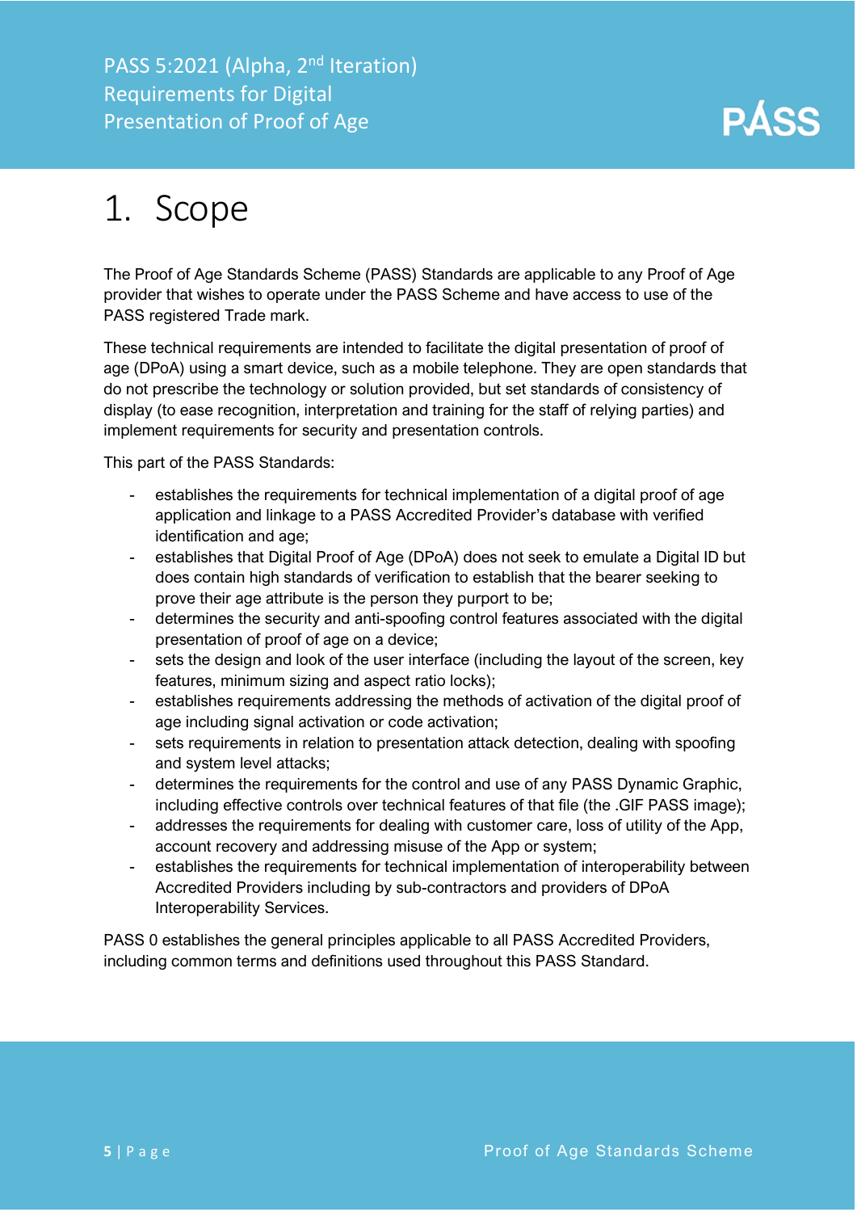# 1. Scope

The Proof of Age Standards Scheme (PASS) Standards are applicable to any Proof of Age provider that wishes to operate under the PASS Scheme and have access to use of the PASS registered Trade mark.

These technical requirements are intended to facilitate the digital presentation of proof of age (DPoA) using a smart device, such as a mobile telephone. They are open standards that do not prescribe the technology or solution provided, but set standards of consistency of display (to ease recognition, interpretation and training for the staff of relying parties) and implement requirements for security and presentation controls.

This part of the PASS Standards:

- establishes the requirements for technical implementation of a digital proof of age application and linkage to a PASS Accredited Provider's database with verified identification and age;
- establishes that Digital Proof of Age (DPoA) does not seek to emulate a Digital ID but does contain high standards of verification to establish that the bearer seeking to prove their age attribute is the person they purport to be;
- determines the security and anti-spoofing control features associated with the digital presentation of proof of age on a device;
- sets the design and look of the user interface (including the layout of the screen, key features, minimum sizing and aspect ratio locks);
- establishes requirements addressing the methods of activation of the digital proof of age including signal activation or code activation;
- sets requirements in relation to presentation attack detection, dealing with spoofing and system level attacks;
- determines the requirements for the control and use of any PASS Dynamic Graphic, including effective controls over technical features of that file (the .GIF PASS image);
- addresses the requirements for dealing with customer care, loss of utility of the App, account recovery and addressing misuse of the App or system;
- establishes the requirements for technical implementation of interoperability between Accredited Providers including by sub-contractors and providers of DPoA Interoperability Services.

PASS 0 establishes the general principles applicable to all PASS Accredited Providers, including common terms and definitions used throughout this PASS Standard.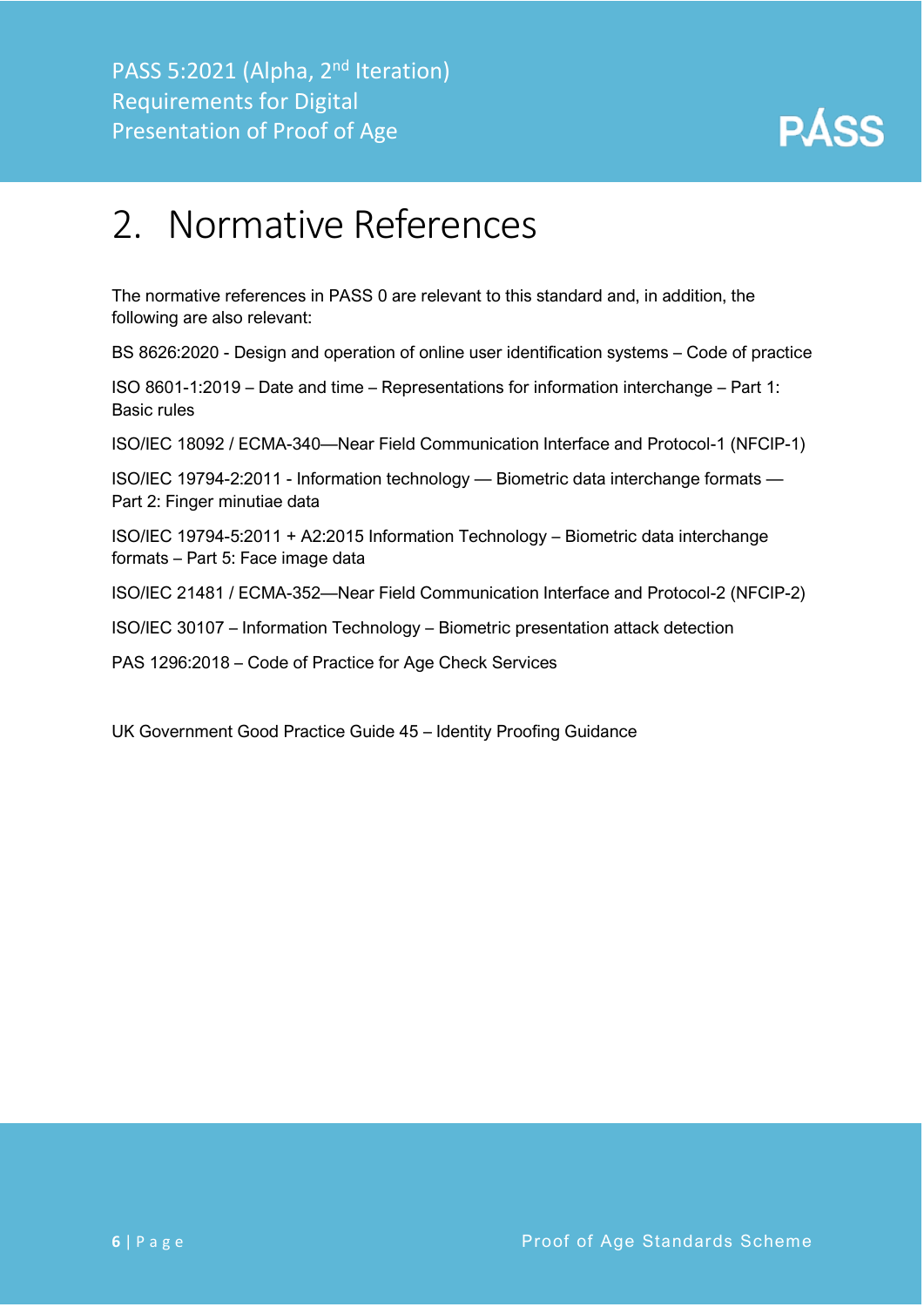# 2. Normative References

The normative references in PASS 0 are relevant to this standard and, in addition, the following are also relevant:

BS 8626:2020 - Design and operation of online user identification systems – Code of practice

ISO 8601-1:2019 – Date and time – Representations for information interchange – Part 1: Basic rules

ISO/IEC 18092 / ECMA-340—Near Field Communication Interface and Protocol-1 (NFCIP-1)

ISO/IEC 19794-2:2011 - Information technology — Biometric data interchange formats — Part 2: Finger minutiae data

ISO/IEC 19794-5:2011 + A2:2015 Information Technology – Biometric data interchange formats – Part 5: Face image data

ISO/IEC 21481 / ECMA-352—Near Field Communication Interface and Protocol-2 (NFCIP-2)

ISO/IEC 30107 – Information Technology – Biometric presentation attack detection

PAS 1296:2018 – Code of Practice for Age Check Services

UK Government Good Practice Guide 45 – Identity Proofing Guidance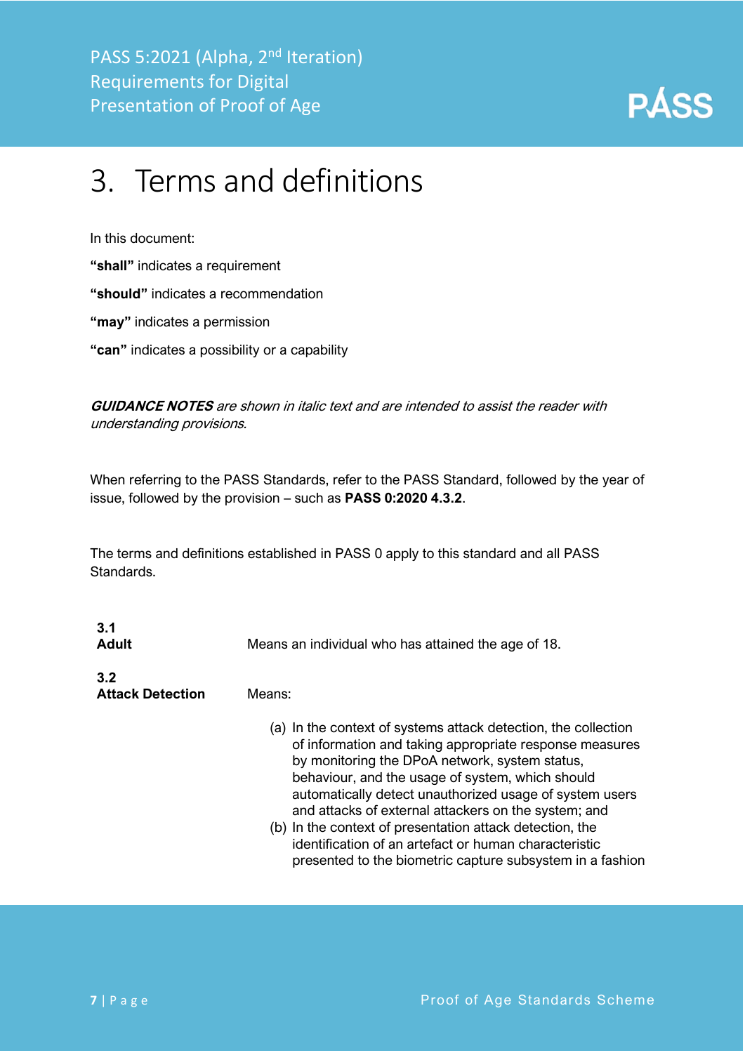# 3. Terms and definitions

In this document:

**"shall"** indicates a requirement

**"should"** indicates a recommendation

**"may"** indicates a permission

**"can"** indicates a possibility or a capability

***GUIDANCE NOTES** are shown in italic text and are intended to assist the reader with understanding provisions.*

When referring to the PASS Standards, refer to the PASS Standard, followed by the year of issue, followed by the provision – such as **PASS 0:2020 4.3.2**.

The terms and definitions established in PASS 0 apply to this standard and all PASS Standards.

**3.1**
**Adult**

Means an individual who has attained the age of 18.

**3.2**
**Attack Detection**

Means:

(a) In the context of systems attack detection, the collection of information and taking appropriate response measures by monitoring the DPoA network, system status, behaviour, and the usage of system, which should automatically detect unauthorized usage of system users and attacks of external attackers on the system; and
(b) In the context of presentation attack detection, the identification of an artefact or human characteristic presented to the biometric capture subsystem in a fashion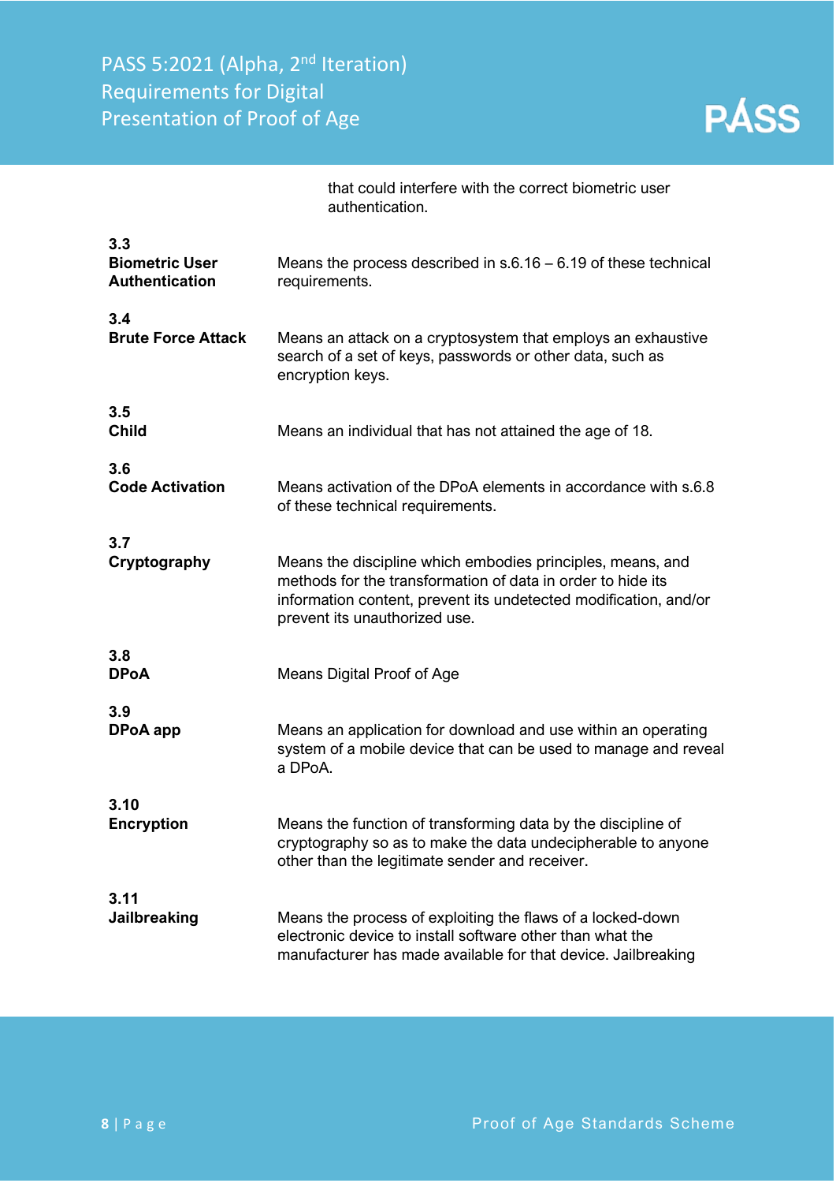that could interfere with the correct biometric user authentication.

**3.3**
**Biometric User Authentication**

Means the process described in s.6.16 – 6.19 of these technical requirements.

**3.4**
**Brute Force Attack**

Means an attack on a cryptosystem that employs an exhaustive search of a set of keys, passwords or other data, such as encryption keys.

**3.5**
**Child**

Means an individual that has not attained the age of 18.

**3.6**
**Code Activation**

Means activation of the DPoA elements in accordance with s.6.8 of these technical requirements.

**3.7**
**Cryptography**

Means the discipline which embodies principles, means, and methods for the transformation of data in order to hide its information content, prevent its undetected modification, and/or prevent its unauthorized use.

**3.8**
**DPoA**

Means Digital Proof of Age

**3.9**
**DPoA app**

Means an application for download and use within an operating system of a mobile device that can be used to manage and reveal a DPoA.

**3.10**
**Encryption**

Means the function of transforming data by the discipline of cryptography so as to make the data undecipherable to anyone other than the legitimate sender and receiver.

**3.11**
**Jailbreaking**

Means the process of exploiting the flaws of a locked-down electronic device to install software other than what the manufacturer has made available for that device. Jailbreaking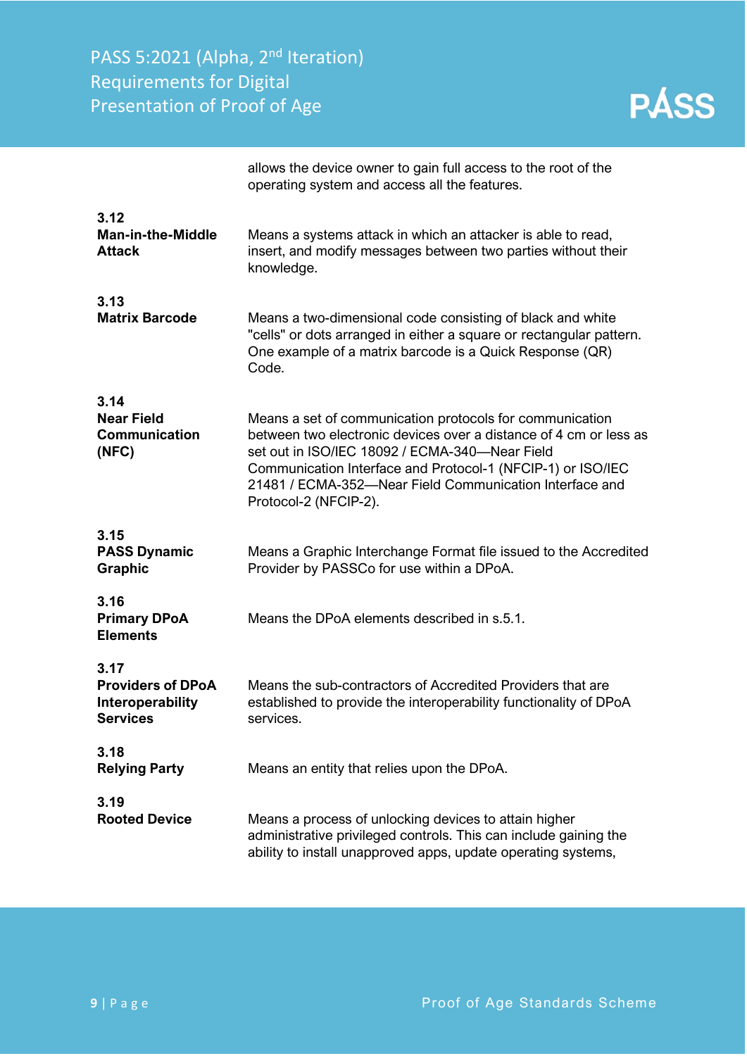allows the device owner to gain full access to the root of the operating system and access all the features.

**3.12**
**Man-in-the-Middle Attack**

Means a systems attack in which an attacker is able to read, insert, and modify messages between two parties without their knowledge.

**3.13**
**Matrix Barcode**

Means a two-dimensional code consisting of black and white "cells" or dots arranged in either a square or rectangular pattern. One example of a matrix barcode is a Quick Response (QR) Code.

**3.14**
**Near Field Communication (NFC)**

Means a set of communication protocols for communication between two electronic devices over a distance of 4 cm or less as set out in ISO/IEC 18092 / ECMA-340—Near Field Communication Interface and Protocol-1 (NFCIP-1) or ISO/IEC 21481 / ECMA-352—Near Field Communication Interface and Protocol-2 (NFCIP-2).

**3.15**
**PASS Dynamic Graphic**

Means a Graphic Interchange Format file issued to the Accredited Provider by PASSCo for use within a DPoA.

**3.16**
**Primary DPoA Elements**

Means the DPoA elements described in s.5.1.

**3.17**
**Providers of DPoA Interoperability Services**

Means the sub-contractors of Accredited Providers that are established to provide the interoperability functionality of DPoA services.

**3.18**
**Relying Party**

Means an entity that relies upon the DPoA.

**3.19**
**Rooted Device**

Means a process of unlocking devices to attain higher administrative privileged controls. This can include gaining the ability to install unapproved apps, update operating systems,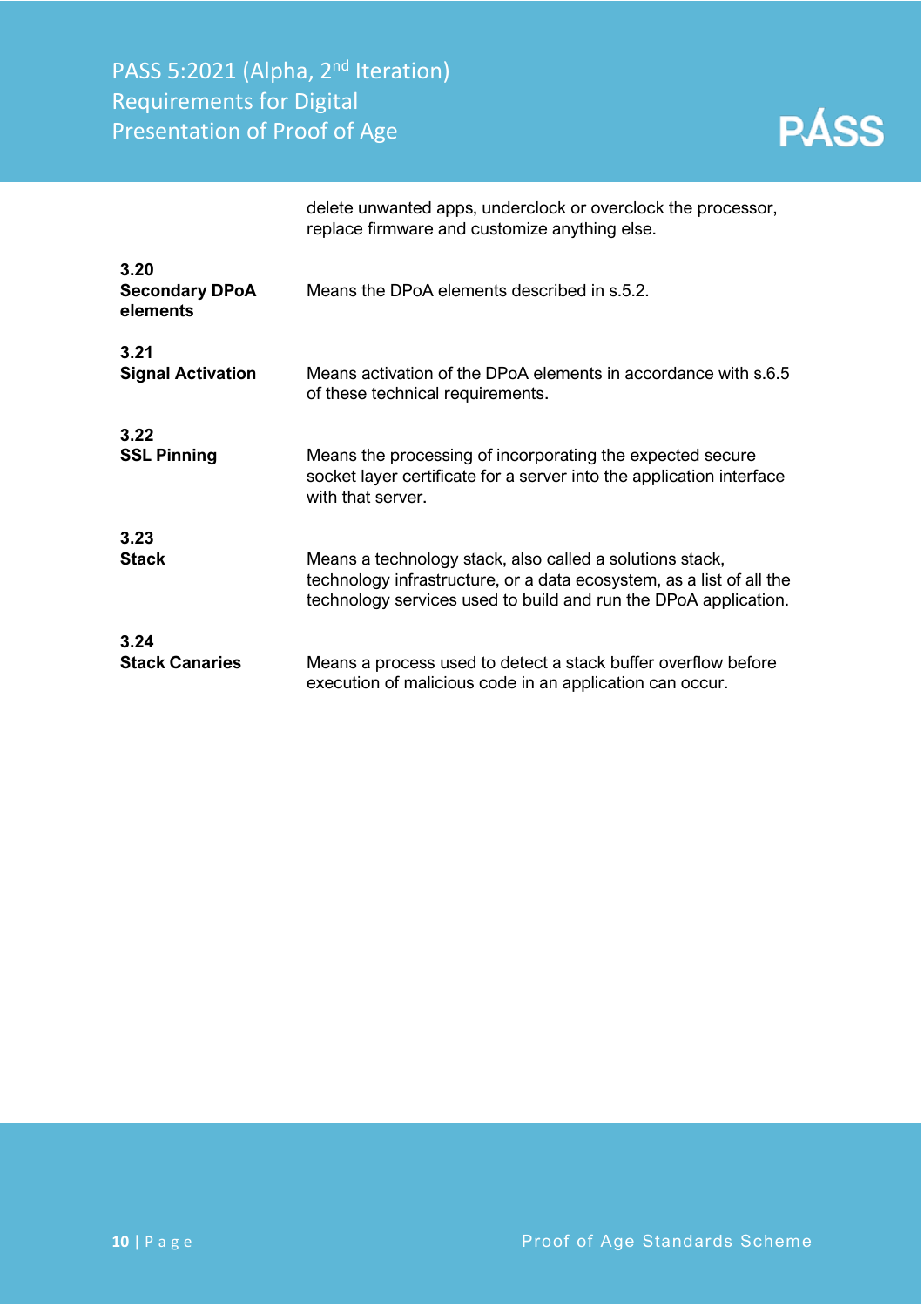delete unwanted apps, underclock or overclock the processor, replace firmware and customize anything else.

**3.20**
**Secondary DPoA elements**

Means the DPoA elements described in s.5.2.

**3.21**
**Signal Activation**

Means activation of the DPoA elements in accordance with s.6.5 of these technical requirements.

**3.22**
**SSL Pinning**

Means the processing of incorporating the expected secure socket layer certificate for a server into the application interface with that server.

**3.23**
**Stack**

Means a technology stack, also called a solutions stack, technology infrastructure, or a data ecosystem, as a list of all the technology services used to build and run the DPoA application.

**3.24**
**Stack Canaries**

Means a process used to detect a stack buffer overflow before execution of malicious code in an application can occur.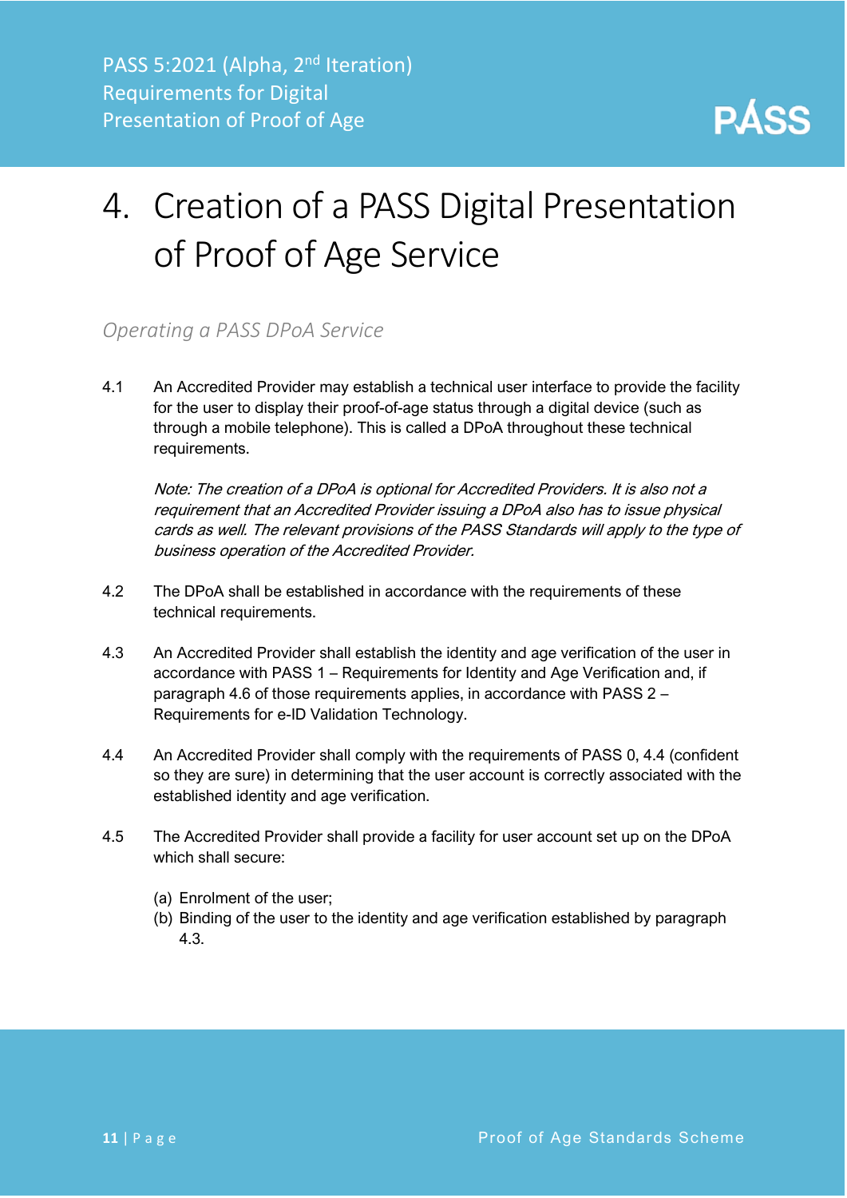# 4. Creation of a PASS Digital Presentation of Proof of Age Service

## *Operating a PASS DPoA Service*

4.1 An Accredited Provider may establish a technical user interface to provide the facility for the user to display their proof-of-age status through a digital device (such as through a mobile telephone). This is called a DPoA throughout these technical requirements.

*Note: The creation of a DPoA is optional for Accredited Providers. It is also not a requirement that an Accredited Provider issuing a DPoA also has to issue physical cards as well. The relevant provisions of the PASS Standards will apply to the type of business operation of the Accredited Provider.*

4.2 The DPoA shall be established in accordance with the requirements of these technical requirements.

4.3 An Accredited Provider shall establish the identity and age verification of the user in accordance with PASS 1 – Requirements for Identity and Age Verification and, if paragraph 4.6 of those requirements applies, in accordance with PASS 2 – Requirements for e-ID Validation Technology.

4.4 An Accredited Provider shall comply with the requirements of PASS 0, 4.4 (confident so they are sure) in determining that the user account is correctly associated with the established identity and age verification.

4.5 The Accredited Provider shall provide a facility for user account set up on the DPoA which shall secure:

(a) Enrolment of the user;
(b) Binding of the user to the identity and age verification established by paragraph 4.3.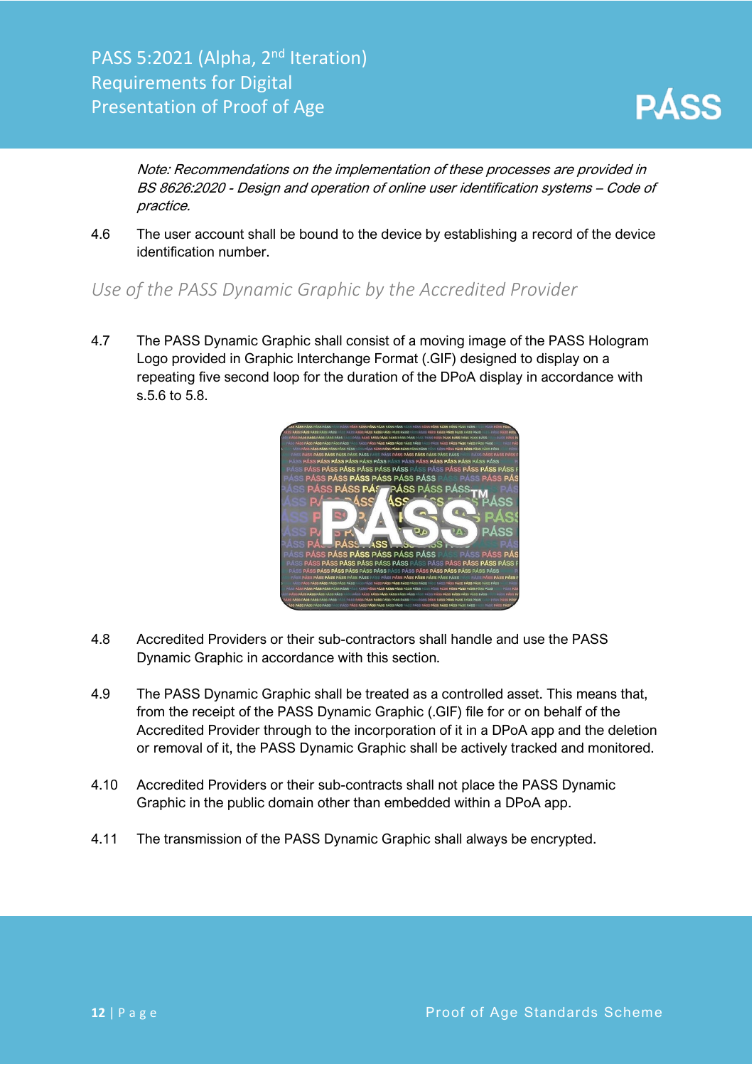*Note: Recommendations on the implementation of these processes are provided in BS 8626:2020 - Design and operation of online user identification systems – Code of practice.*

4.6 The user account shall be bound to the device by establishing a record of the device identification number.

## *Use of the PASS Dynamic Graphic by the Accredited Provider*

4.7 The PASS Dynamic Graphic shall consist of a moving image of the PASS Hologram Logo provided in Graphic Interchange Format (.GIF) designed to display on a repeating five second loop for the duration of the DPoA display in accordance with s.5.6 to 5.8.

4.8 Accredited Providers or their sub-contractors shall handle and use the PASS Dynamic Graphic in accordance with this section.

4.9 The PASS Dynamic Graphic shall be treated as a controlled asset. This means that, from the receipt of the PASS Dynamic Graphic (.GIF) file for or on behalf of the Accredited Provider through to the incorporation of it in a DPoA app and the deletion or removal of it, the PASS Dynamic Graphic shall be actively tracked and monitored.

4.10 Accredited Providers or their sub-contracts shall not place the PASS Dynamic Graphic in the public domain other than embedded within a DPoA app.

4.11 The transmission of the PASS Dynamic Graphic shall always be encrypted.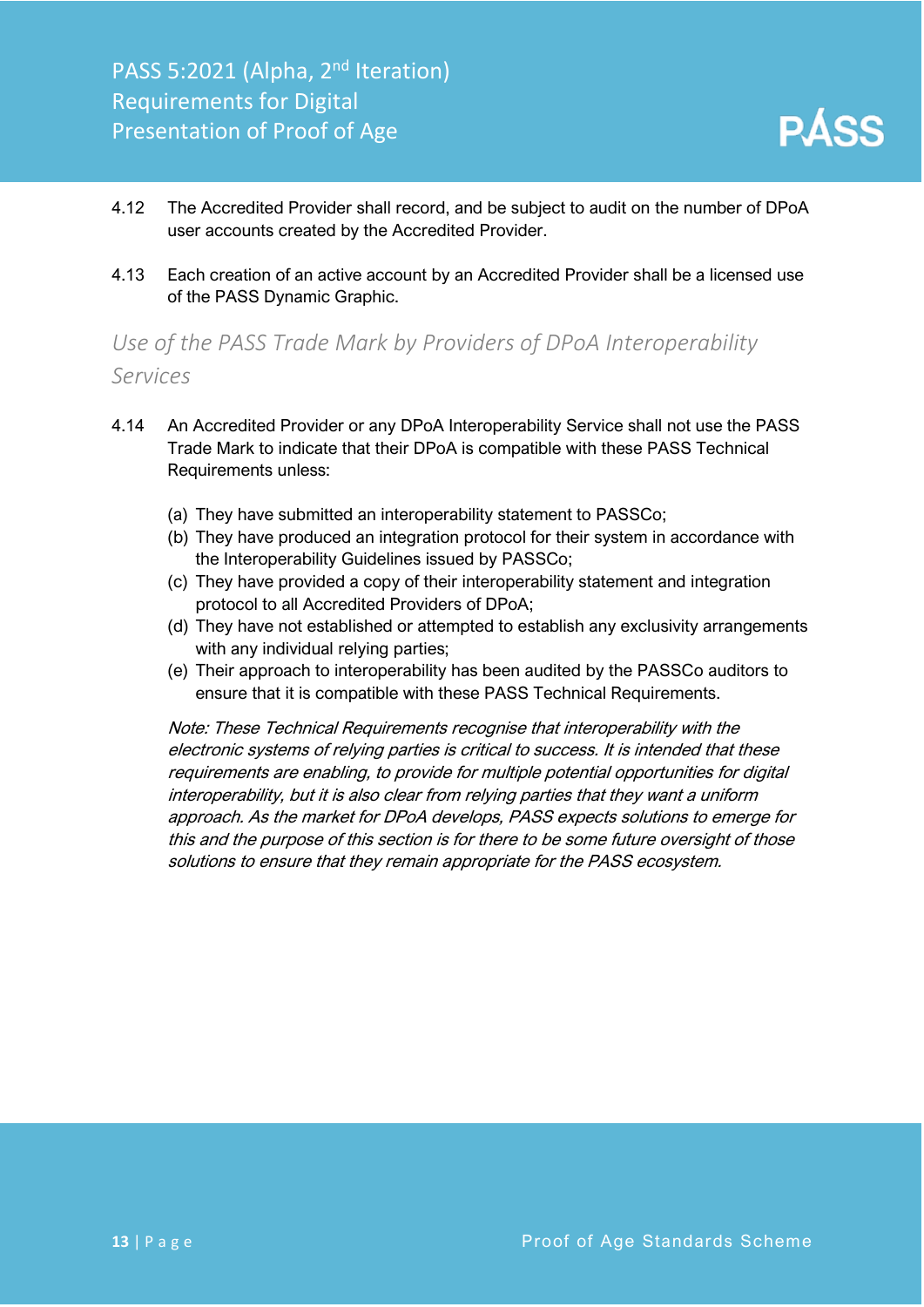4.12 The Accredited Provider shall record, and be subject to audit on the number of DPoA user accounts created by the Accredited Provider.

4.13 Each creation of an active account by an Accredited Provider shall be a licensed use of the PASS Dynamic Graphic.

### *Use of the PASS Trade Mark by Providers of DPoA Interoperability Services*

4.14 An Accredited Provider or any DPoA Interoperability Service shall not use the PASS Trade Mark to indicate that their DPoA is compatible with these PASS Technical Requirements unless:

(a) They have submitted an interoperability statement to PASSCo;
(b) They have produced an integration protocol for their system in accordance with the Interoperability Guidelines issued by PASSCo;
(c) They have provided a copy of their interoperability statement and integration protocol to all Accredited Providers of DPoA;
(d) They have not established or attempted to establish any exclusivity arrangements with any individual relying parties;
(e) Their approach to interoperability has been audited by the PASSCo auditors to ensure that it is compatible with these PASS Technical Requirements.

*Note: These Technical Requirements recognise that interoperability with the electronic systems of relying parties is critical to success. It is intended that these requirements are enabling, to provide for multiple potential opportunities for digital interoperability, but it is also clear from relying parties that they want a uniform approach. As the market for DPoA develops, PASS expects solutions to emerge for this and the purpose of this section is for there to be some future oversight of those solutions to ensure that they remain appropriate for the PASS ecosystem.*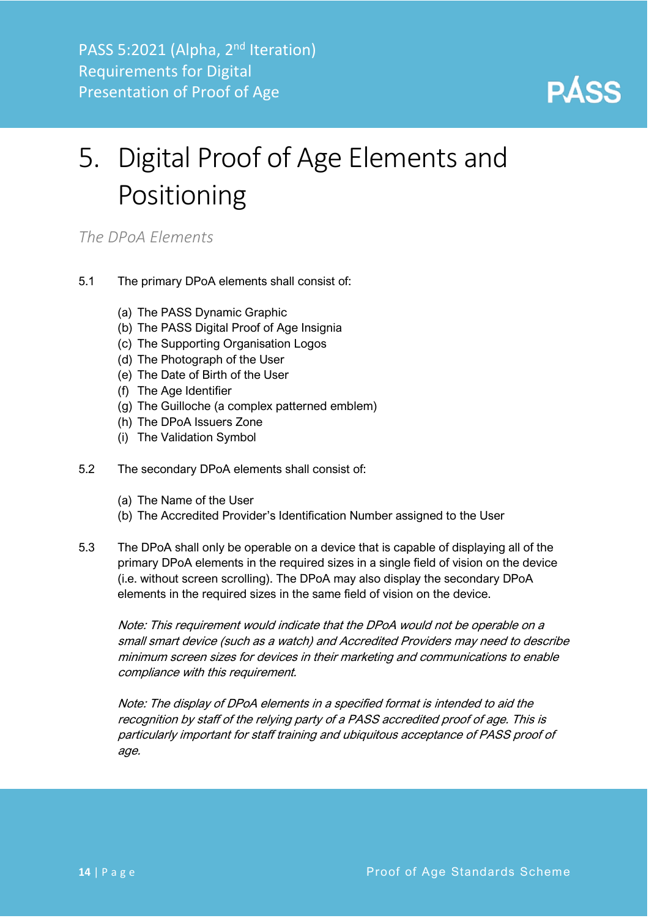# 5. Digital Proof of Age Elements and Positioning

*The DPoA Elements*

5.1 The primary DPoA elements shall consist of:

(a) The PASS Dynamic Graphic
(b) The PASS Digital Proof of Age Insignia
(c) The Supporting Organisation Logos
(d) The Photograph of the User
(e) The Date of Birth of the User
(f) The Age Identifier
(g) The Guilloche (a complex patterned emblem)
(h) The DPoA Issuers Zone
(i) The Validation Symbol

5.2 The secondary DPoA elements shall consist of:

(a) The Name of the User
(b) The Accredited Provider's Identification Number assigned to the User

5.3 The DPoA shall only be operable on a device that is capable of displaying all of the primary DPoA elements in the required sizes in a single field of vision on the device (i.e. without screen scrolling). The DPoA may also display the secondary DPoA elements in the required sizes in the same field of vision on the device.

*Note: This requirement would indicate that the DPoA would not be operable on a small smart device (such as a watch) and Accredited Providers may need to describe minimum screen sizes for devices in their marketing and communications to enable compliance with this requirement.*

*Note: The display of DPoA elements in a specified format is intended to aid the recognition by staff of the relying party of a PASS accredited proof of age. This is particularly important for staff training and ubiquitous acceptance of PASS proof of age.*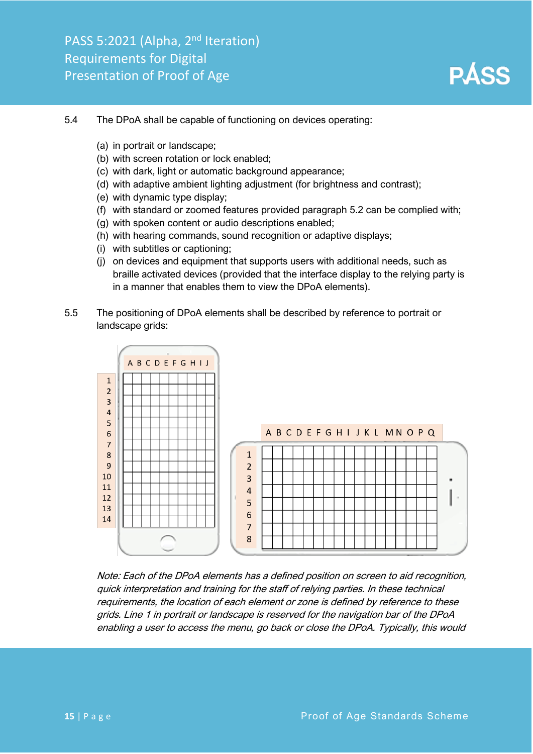5.4 The DPoA shall be capable of functioning on devices operating:

(a) in portrait or landscape;
(b) with screen rotation or lock enabled;
(c) with dark, light or automatic background appearance;
(d) with adaptive ambient lighting adjustment (for brightness and contrast);
(e) with dynamic type display;
(f) with standard or zoomed features provided paragraph 5.2 can be complied with;
(g) with spoken content or audio descriptions enabled;
(h) with hearing commands, sound recognition or adaptive displays;
(i) with subtitles or captioning;
(j) on devices and equipment that supports users with additional needs, such as braille activated devices (provided that the interface display to the relying party is in a manner that enables them to view the DPoA elements).

5.5 The positioning of DPoA elements shall be described by reference to portrait or landscape grids:

*Note: Each of the DPoA elements has a defined position on screen to aid recognition, quick interpretation and training for the staff of relying parties. In these technical requirements, the location of each element or zone is defined by reference to these grids. Line 1 in portrait or landscape is reserved for the navigation bar of the DPoA enabling a user to access the menu, go back or close the DPoA. Typically, this would*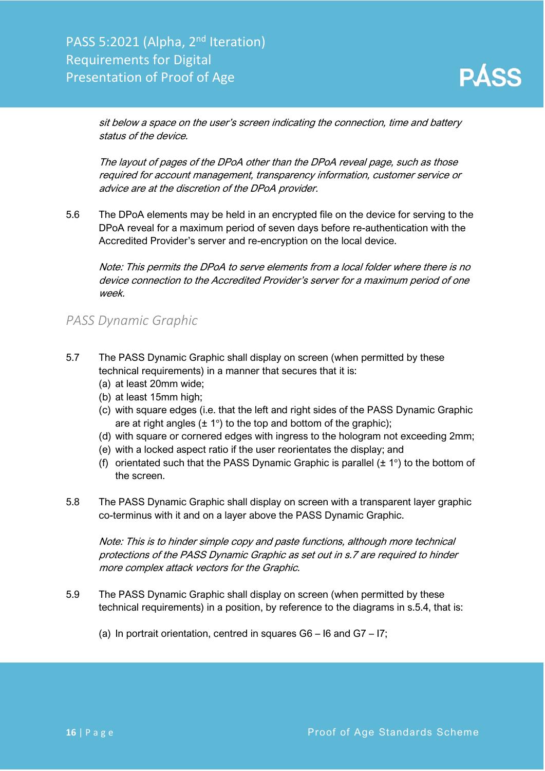*sit below a space on the user's screen indicating the connection, time and battery status of the device.*

*The layout of pages of the DPoA other than the DPoA reveal page, such as those required for account management, transparency information, customer service or advice are at the discretion of the DPoA provider.*

5.6 The DPoA elements may be held in an encrypted file on the device for serving to the DPoA reveal for a maximum period of seven days before re-authentication with the Accredited Provider's server and re-encryption on the local device.

*Note: This permits the DPoA to serve elements from a local folder where there is no device connection to the Accredited Provider's server for a maximum period of one week.*

## *PASS Dynamic Graphic*

5.7 The PASS Dynamic Graphic shall display on screen (when permitted by these technical requirements) in a manner that secures that it is:
   (a) at least 20mm wide;
   (b) at least 15mm high;
   (c) with square edges (i.e. that the left and right sides of the PASS Dynamic Graphic are at right angles (± 1°) to the top and bottom of the graphic);
   (d) with square or cornered edges with ingress to the hologram not exceeding 2mm;
   (e) with a locked aspect ratio if the user reorientates the display; and
   (f) orientated such that the PASS Dynamic Graphic is parallel (± 1°) to the bottom of the screen.

5.8 The PASS Dynamic Graphic shall display on screen with a transparent layer graphic co-terminus with it and on a layer above the PASS Dynamic Graphic.

*Note: This is to hinder simple copy and paste functions, although more technical protections of the PASS Dynamic Graphic as set out in s.7 are required to hinder more complex attack vectors for the Graphic.*

5.9 The PASS Dynamic Graphic shall display on screen (when permitted by these technical requirements) in a position, by reference to the diagrams in s.5.4, that is:

   (a) In portrait orientation, centred in squares G6 – I6 and G7 – I7;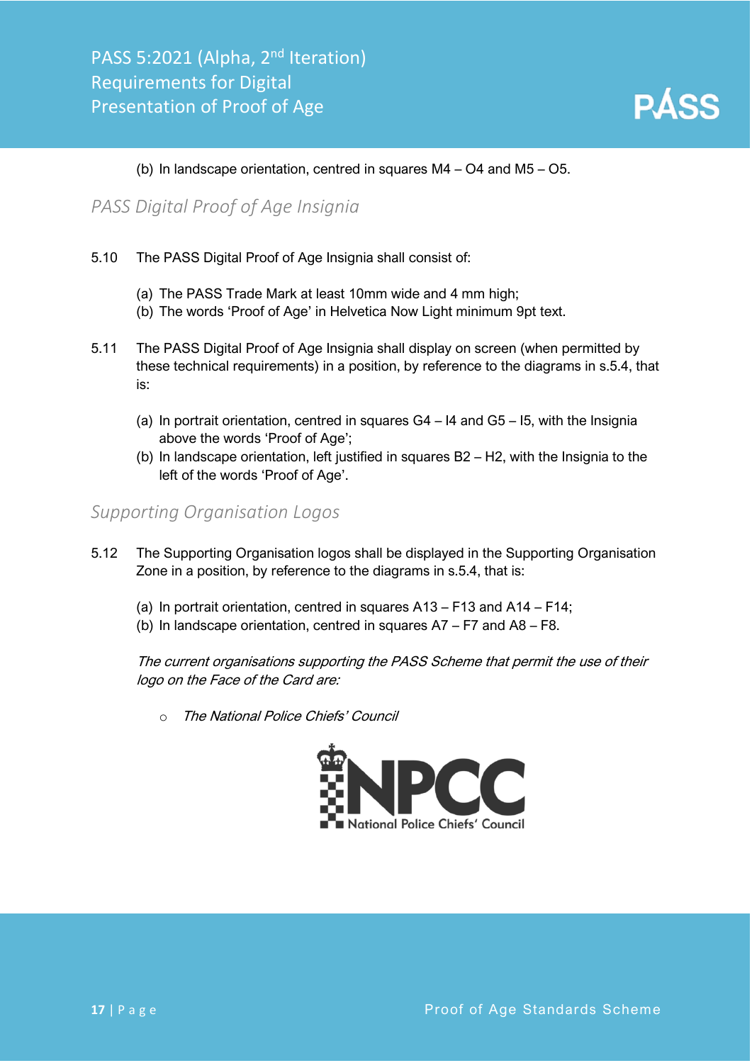(b) In landscape orientation, centred in squares M4 – O4 and M5 – O5.

## *PASS Digital Proof of Age Insignia*

5.10 The PASS Digital Proof of Age Insignia shall consist of:

(a) The PASS Trade Mark at least 10mm wide and 4 mm high;
(b) The words 'Proof of Age' in Helvetica Now Light minimum 9pt text.

5.11 The PASS Digital Proof of Age Insignia shall display on screen (when permitted by these technical requirements) in a position, by reference to the diagrams in s.5.4, that is:

(a) In portrait orientation, centred in squares G4 – I4 and G5 – I5, with the Insignia above the words 'Proof of Age';
(b) In landscape orientation, left justified in squares B2 – H2, with the Insignia to the left of the words 'Proof of Age'.

## *Supporting Organisation Logos*

5.12 The Supporting Organisation logos shall be displayed in the Supporting Organisation Zone in a position, by reference to the diagrams in s.5.4, that is:

(a) In portrait orientation, centred in squares A13 – F13 and A14 – F14;
(b) In landscape orientation, centred in squares A7 – F7 and A8 – F8.

*The current organisations supporting the PASS Scheme that permit the use of their logo on the Face of the Card are:*

- *The National Police Chiefs' Council*

NPCC National Police Chiefs' Council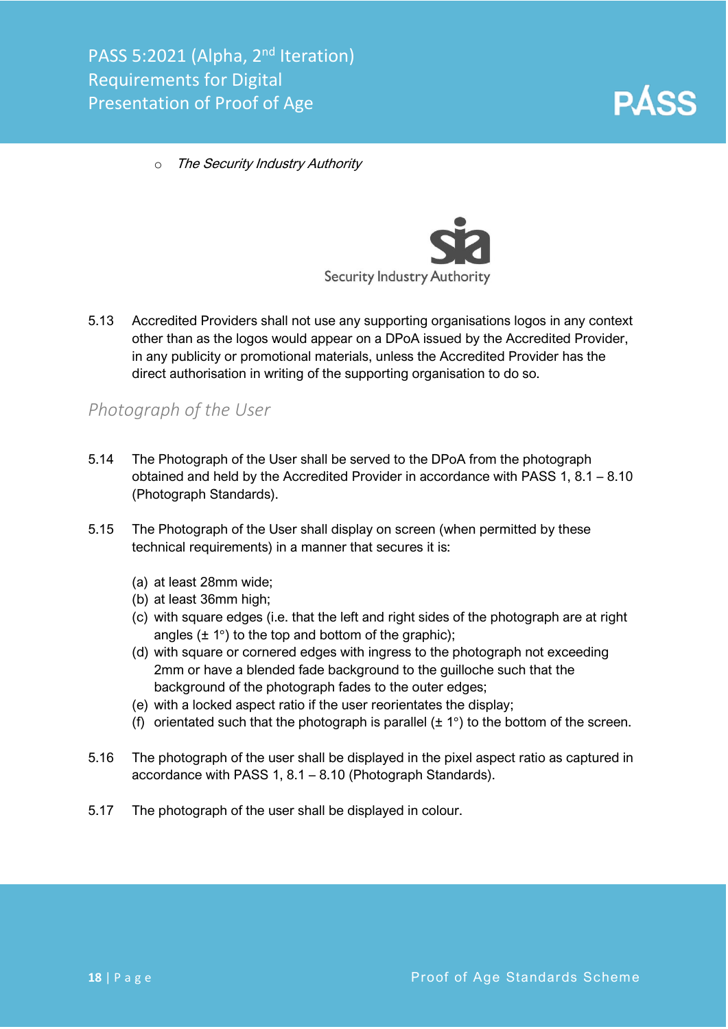- *The Security Industry Authority*

Security Industry Authority

5.13 Accredited Providers shall not use any supporting organisations logos in any context other than as the logos would appear on a DPoA issued by the Accredited Provider, in any publicity or promotional materials, unless the Accredited Provider has the direct authorisation in writing of the supporting organisation to do so.

## *Photograph of the User*

5.14 The Photograph of the User shall be served to the DPoA from the photograph obtained and held by the Accredited Provider in accordance with PASS 1, 8.1 – 8.10 (Photograph Standards).

5.15 The Photograph of the User shall display on screen (when permitted by these technical requirements) in a manner that secures it is:

(a) at least 28mm wide;
(b) at least 36mm high;
(c) with square edges (i.e. that the left and right sides of the photograph are at right angles (± 1°) to the top and bottom of the graphic);
(d) with square or cornered edges with ingress to the photograph not exceeding 2mm or have a blended fade background to the guilloche such that the background of the photograph fades to the outer edges;
(e) with a locked aspect ratio if the user reorientates the display;
(f) orientated such that the photograph is parallel (± 1°) to the bottom of the screen.

5.16 The photograph of the user shall be displayed in the pixel aspect ratio as captured in accordance with PASS 1, 8.1 – 8.10 (Photograph Standards).

5.17 The photograph of the user shall be displayed in colour.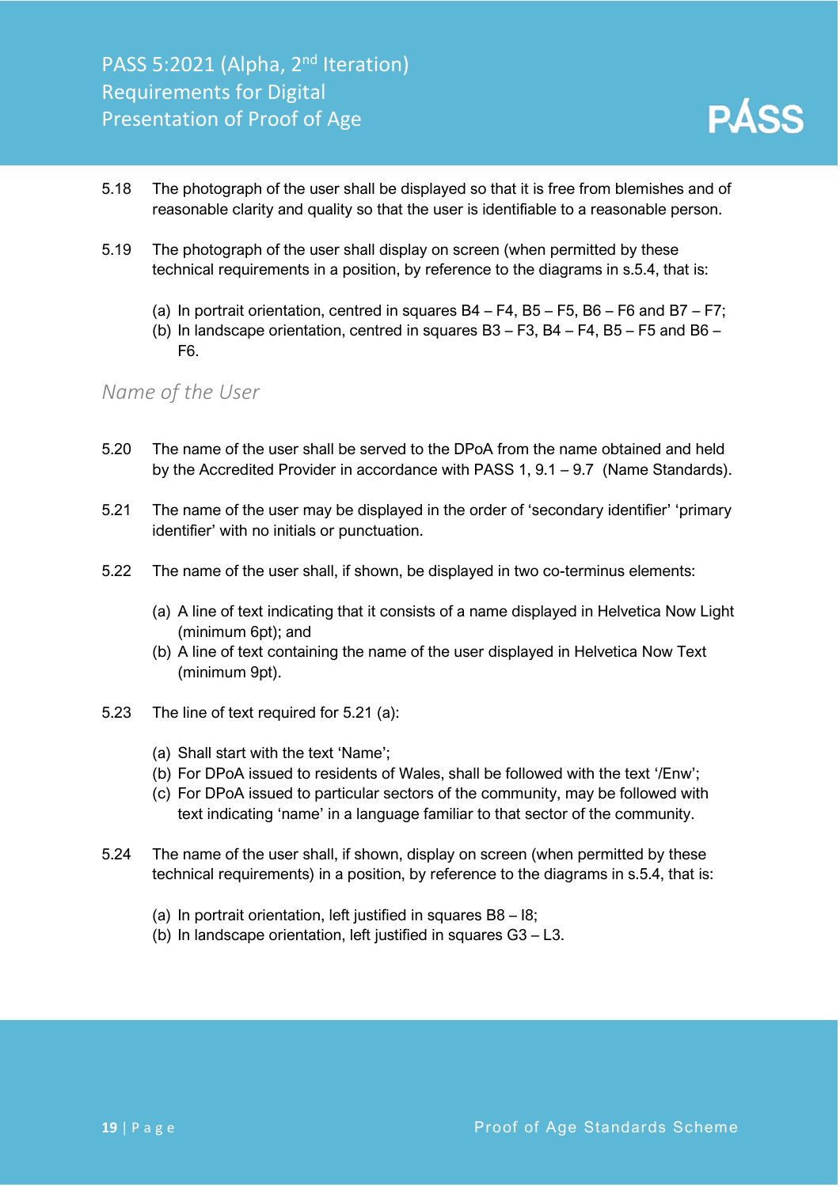5.18 The photograph of the user shall be displayed so that it is free from blemishes and of reasonable clarity and quality so that the user is identifiable to a reasonable person.

5.19 The photograph of the user shall display on screen (when permitted by these technical requirements in a position, by reference to the diagrams in s.5.4, that is:

(a) In portrait orientation, centred in squares B4 – F4, B5 – F5, B6 – F6 and B7 – F7;
(b) In landscape orientation, centred in squares B3 – F3, B4 – F4, B5 – F5 and B6 – F6.

### *Name of the User*

5.20 The name of the user shall be served to the DPoA from the name obtained and held by the Accredited Provider in accordance with PASS 1, 9.1 – 9.7 (Name Standards).

5.21 The name of the user may be displayed in the order of 'secondary identifier' 'primary identifier' with no initials or punctuation.

5.22 The name of the user shall, if shown, be displayed in two co-terminus elements:

(a) A line of text indicating that it consists of a name displayed in Helvetica Now Light (minimum 6pt); and
(b) A line of text containing the name of the user displayed in Helvetica Now Text (minimum 9pt).

5.23 The line of text required for 5.21 (a):

(a) Shall start with the text 'Name';
(b) For DPoA issued to residents of Wales, shall be followed with the text '/Enw';
(c) For DPoA issued to particular sectors of the community, may be followed with text indicating 'name' in a language familiar to that sector of the community.

5.24 The name of the user shall, if shown, display on screen (when permitted by these technical requirements) in a position, by reference to the diagrams in s.5.4, that is:

(a) In portrait orientation, left justified in squares B8 – I8;
(b) In landscape orientation, left justified in squares G3 – L3.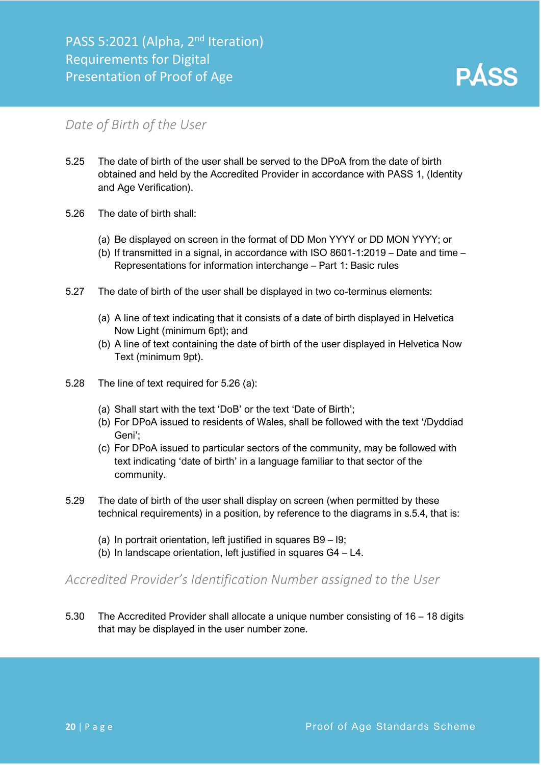## Date of Birth of the User

5.25 The date of birth of the user shall be served to the DPoA from the date of birth obtained and held by the Accredited Provider in accordance with PASS 1, (Identity and Age Verification).

5.26 The date of birth shall:

(a) Be displayed on screen in the format of DD Mon YYYY or DD MON YYYY; or
(b) If transmitted in a signal, in accordance with ISO 8601-1:2019 – Date and time – Representations for information interchange – Part 1: Basic rules

5.27 The date of birth of the user shall be displayed in two co-terminus elements:

(a) A line of text indicating that it consists of a date of birth displayed in Helvetica Now Light (minimum 6pt); and
(b) A line of text containing the date of birth of the user displayed in Helvetica Now Text (minimum 9pt).

5.28 The line of text required for 5.26 (a):

(a) Shall start with the text 'DoB' or the text 'Date of Birth';
(b) For DPoA issued to residents of Wales, shall be followed with the text '/Dyddiad Geni';
(c) For DPoA issued to particular sectors of the community, may be followed with text indicating 'date of birth' in a language familiar to that sector of the community.

5.29 The date of birth of the user shall display on screen (when permitted by these technical requirements) in a position, by reference to the diagrams in s.5.4, that is:

(a) In portrait orientation, left justified in squares B9 – I9;
(b) In landscape orientation, left justified in squares G4 – L4.

## Accredited Provider's Identification Number assigned to the User

5.30 The Accredited Provider shall allocate a unique number consisting of 16 – 18 digits that may be displayed in the user number zone.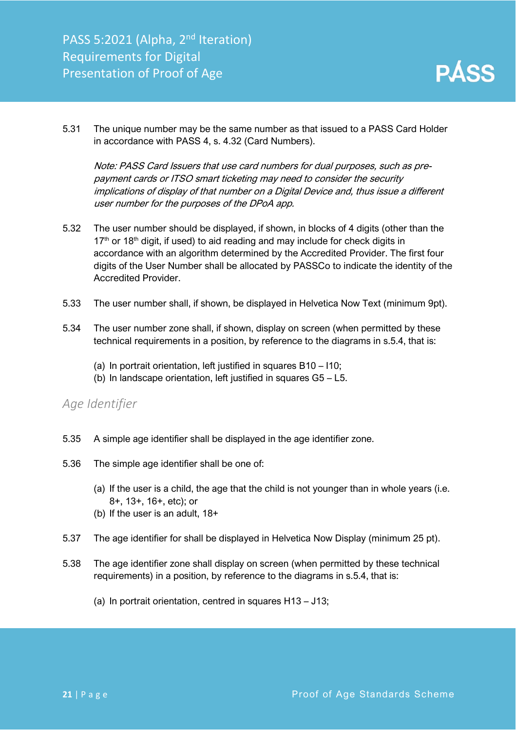5.31 The unique number may be the same number as that issued to a PASS Card Holder in accordance with PASS 4, s. 4.32 (Card Numbers).

*Note: PASS Card Issuers that use card numbers for dual purposes, such as pre-payment cards or ITSO smart ticketing may need to consider the security implications of display of that number on a Digital Device and, thus issue a different user number for the purposes of the DPoA app.*

5.32 The user number should be displayed, if shown, in blocks of 4 digits (other than the 17th or 18th digit, if used) to aid reading and may include for check digits in accordance with an algorithm determined by the Accredited Provider. The first four digits of the User Number shall be allocated by PASSCo to indicate the identity of the Accredited Provider.

5.33 The user number shall, if shown, be displayed in Helvetica Now Text (minimum 9pt).

5.34 The user number zone shall, if shown, display on screen (when permitted by these technical requirements in a position, by reference to the diagrams in s.5.4, that is:

(a) In portrait orientation, left justified in squares B10 – I10;
(b) In landscape orientation, left justified in squares G5 – L5.

## *Age Identifier*

5.35 A simple age identifier shall be displayed in the age identifier zone.

5.36 The simple age identifier shall be one of:

(a) If the user is a child, the age that the child is not younger than in whole years (i.e. 8+, 13+, 16+, etc); or
(b) If the user is an adult, 18+

5.37 The age identifier for shall be displayed in Helvetica Now Display (minimum 25 pt).

5.38 The age identifier zone shall display on screen (when permitted by these technical requirements) in a position, by reference to the diagrams in s.5.4, that is:

(a) In portrait orientation, centred in squares H13 – J13;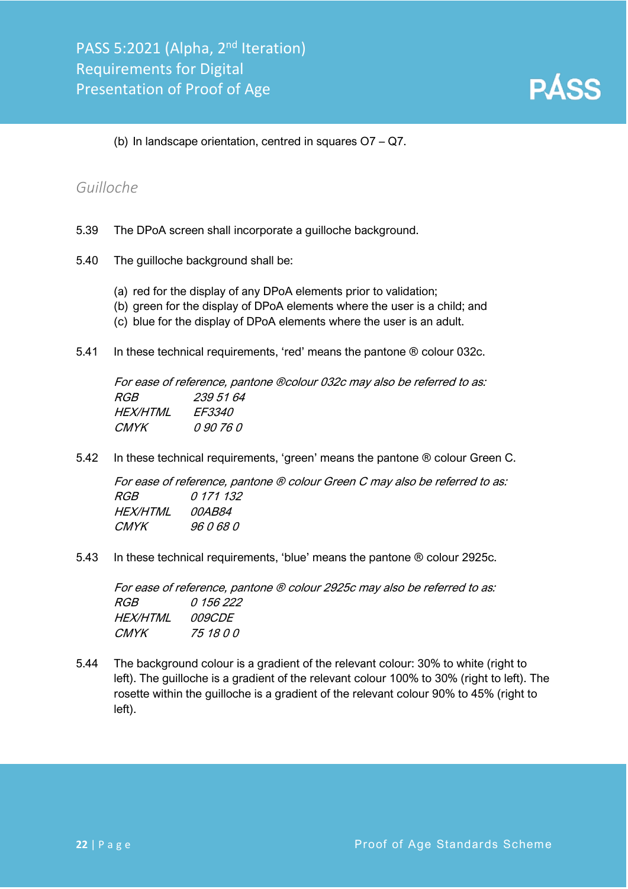(b) In landscape orientation, centred in squares O7 – Q7.

## *Guilloche*

5.39 The DPoA screen shall incorporate a guilloche background.

5.40 The guilloche background shall be:

(a) red for the display of any DPoA elements prior to validation;
(b) green for the display of DPoA elements where the user is a child; and
(c) blue for the display of DPoA elements where the user is an adult.

5.41 In these technical requirements, 'red' means the pantone ® colour 032c.

*For ease of reference, pantone ®colour 032c may also be referred to as:*
*RGB 239 51 64*
*HEX/HTML EF3340*
*CMYK 0 90 76 0*

5.42 In these technical requirements, 'green' means the pantone ® colour Green C.

*For ease of reference, pantone ® colour Green C may also be referred to as:*
*RGB 0 171 132*
*HEX/HTML 00AB84*
*CMYK 96 0 68 0*

5.43 In these technical requirements, 'blue' means the pantone ® colour 2925c.

*For ease of reference, pantone ® colour 2925c may also be referred to as:*
*RGB 0 156 222*
*HEX/HTML 009CDE*
*CMYK 75 18 0 0*

5.44 The background colour is a gradient of the relevant colour: 30% to white (right to left). The guilloche is a gradient of the relevant colour 100% to 30% (right to left). The rosette within the guilloche is a gradient of the relevant colour 90% to 45% (right to left).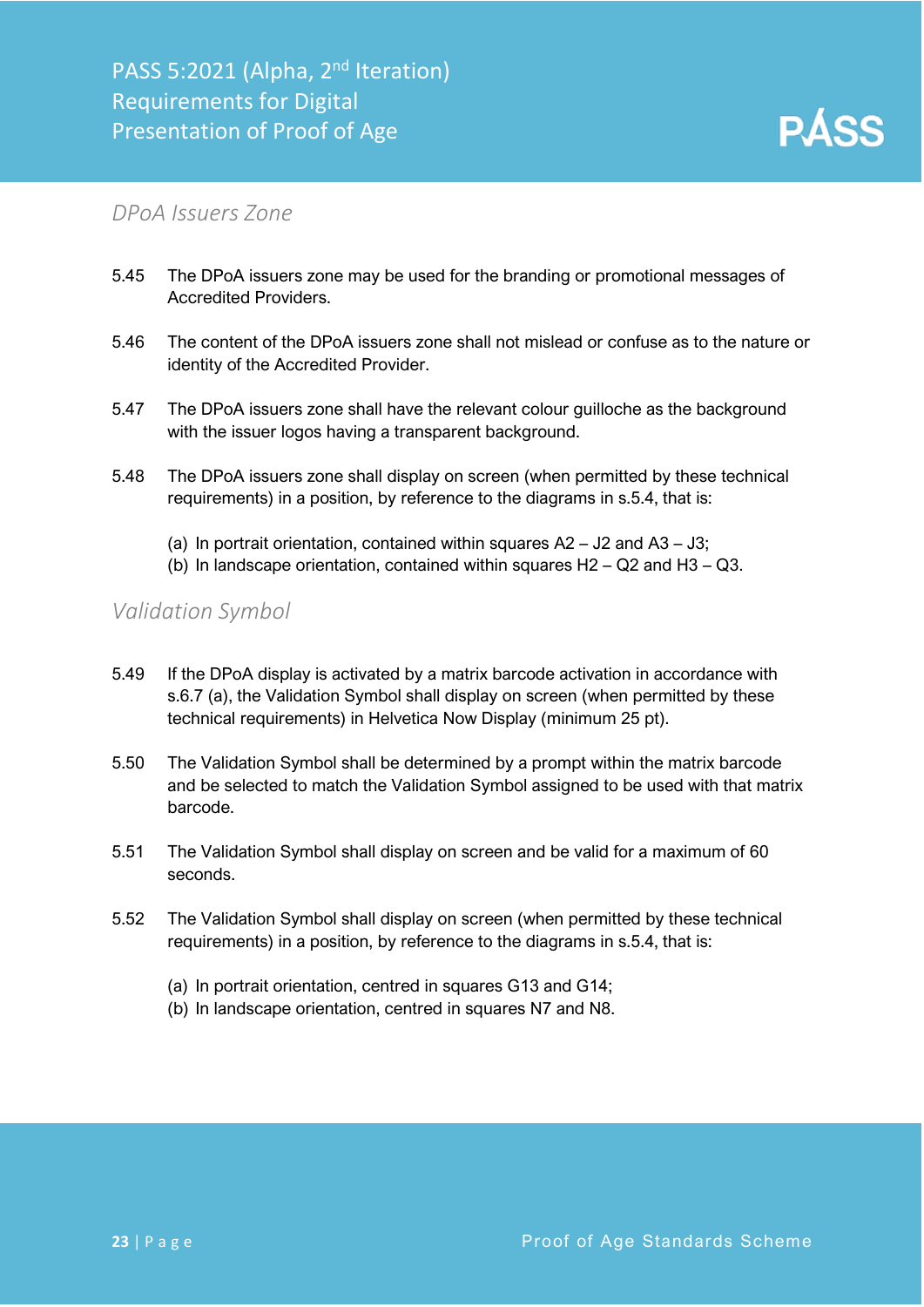### DPoA Issuers Zone

5.45 The DPoA issuers zone may be used for the branding or promotional messages of Accredited Providers.

5.46 The content of the DPoA issuers zone shall not mislead or confuse as to the nature or identity of the Accredited Provider.

5.47 The DPoA issuers zone shall have the relevant colour guilloche as the background with the issuer logos having a transparent background.

5.48 The DPoA issuers zone shall display on screen (when permitted by these technical requirements) in a position, by reference to the diagrams in s.5.4, that is:

(a) In portrait orientation, contained within squares A2 – J2 and A3 – J3;
(b) In landscape orientation, contained within squares H2 – Q2 and H3 – Q3.

### Validation Symbol

5.49 If the DPoA display is activated by a matrix barcode activation in accordance with s.6.7 (a), the Validation Symbol shall display on screen (when permitted by these technical requirements) in Helvetica Now Display (minimum 25 pt).

5.50 The Validation Symbol shall be determined by a prompt within the matrix barcode and be selected to match the Validation Symbol assigned to be used with that matrix barcode.

5.51 The Validation Symbol shall display on screen and be valid for a maximum of 60 seconds.

5.52 The Validation Symbol shall display on screen (when permitted by these technical requirements) in a position, by reference to the diagrams in s.5.4, that is:

(a) In portrait orientation, centred in squares G13 and G14;
(b) In landscape orientation, centred in squares N7 and N8.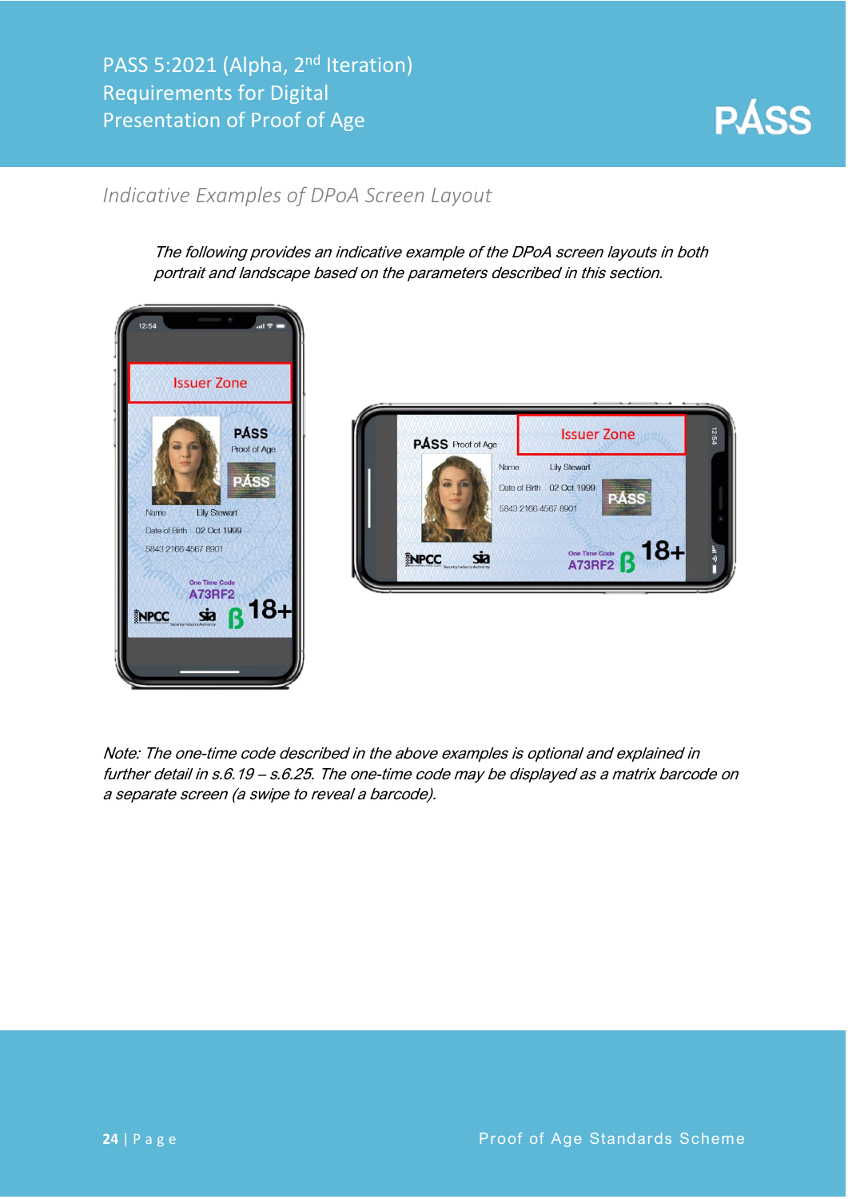## Indicative Examples of DPoA Screen Layout

*The following provides an indicative example of the DPoA screen layouts in both portrait and landscape based on the parameters described in this section.*

*Note: The one-time code described in the above examples is optional and explained in further detail in s.6.19 – s.6.25. The one-time code may be displayed as a matrix barcode on a separate screen (a swipe to reveal a barcode).*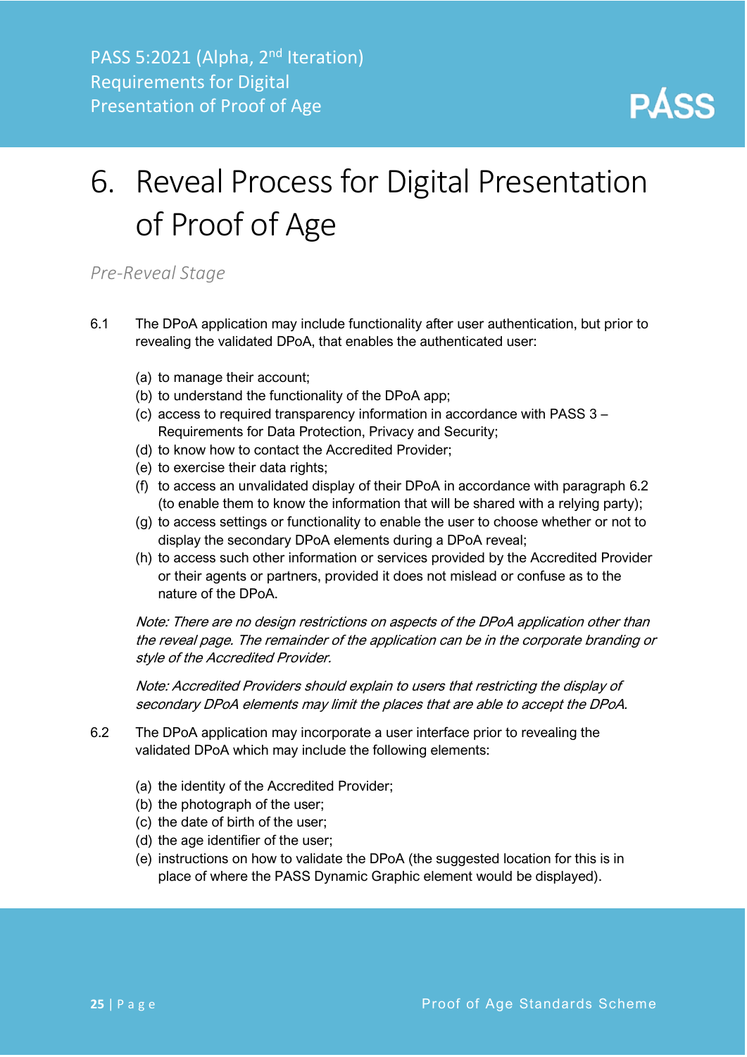# 6. Reveal Process for Digital Presentation of Proof of Age

*Pre-Reveal Stage*

6.1 The DPoA application may include functionality after user authentication, but prior to revealing the validated DPoA, that enables the authenticated user:

(a) to manage their account;
(b) to understand the functionality of the DPoA app;
(c) access to required transparency information in accordance with PASS 3 – Requirements for Data Protection, Privacy and Security;
(d) to know how to contact the Accredited Provider;
(e) to exercise their data rights;
(f) to access an unvalidated display of their DPoA in accordance with paragraph 6.2 (to enable them to know the information that will be shared with a relying party);
(g) to access settings or functionality to enable the user to choose whether or not to display the secondary DPoA elements during a DPoA reveal;
(h) to access such other information or services provided by the Accredited Provider or their agents or partners, provided it does not mislead or confuse as to the nature of the DPoA.

*Note: There are no design restrictions on aspects of the DPoA application other than the reveal page. The remainder of the application can be in the corporate branding or style of the Accredited Provider.*

*Note: Accredited Providers should explain to users that restricting the display of secondary DPoA elements may limit the places that are able to accept the DPoA.*

6.2 The DPoA application may incorporate a user interface prior to revealing the validated DPoA which may include the following elements:

(a) the identity of the Accredited Provider;
(b) the photograph of the user;
(c) the date of birth of the user;
(d) the age identifier of the user;
(e) instructions on how to validate the DPoA (the suggested location for this is in place of where the PASS Dynamic Graphic element would be displayed).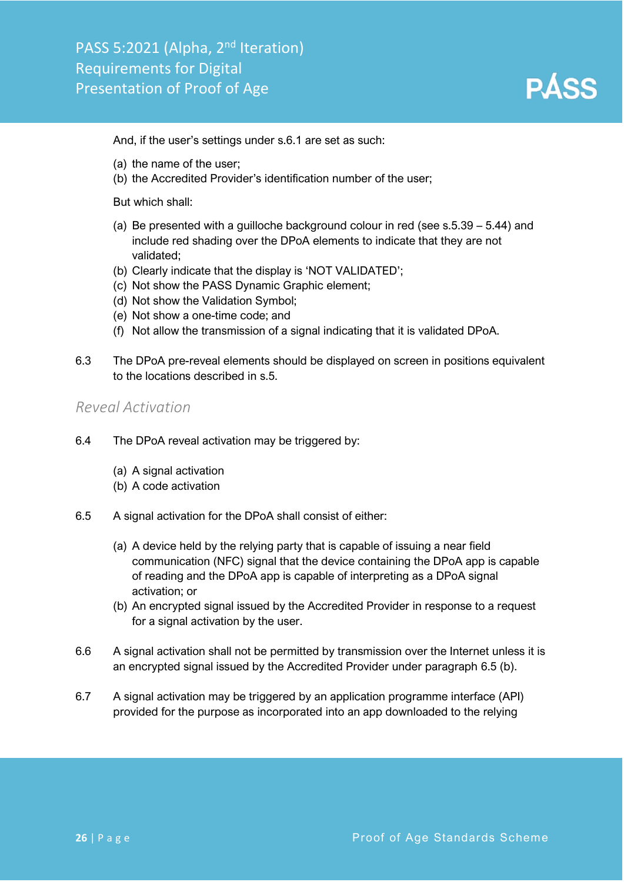And, if the user's settings under s.6.1 are set as such:

(a) the name of the user;
(b) the Accredited Provider's identification number of the user;

But which shall:

(a) Be presented with a guilloche background colour in red (see s.5.39 – 5.44) and include red shading over the DPoA elements to indicate that they are not validated;
(b) Clearly indicate that the display is 'NOT VALIDATED';
(c) Not show the PASS Dynamic Graphic element;
(d) Not show the Validation Symbol;
(e) Not show a one-time code; and
(f) Not allow the transmission of a signal indicating that it is validated DPoA.

6.3 The DPoA pre-reveal elements should be displayed on screen in positions equivalent to the locations described in s.5.

## *Reveal Activation*

6.4 The DPoA reveal activation may be triggered by:

(a) A signal activation
(b) A code activation

6.5 A signal activation for the DPoA shall consist of either:

(a) A device held by the relying party that is capable of issuing a near field communication (NFC) signal that the device containing the DPoA app is capable of reading and the DPoA app is capable of interpreting as a DPoA signal activation; or
(b) An encrypted signal issued by the Accredited Provider in response to a request for a signal activation by the user.

6.6 A signal activation shall not be permitted by transmission over the Internet unless it is an encrypted signal issued by the Accredited Provider under paragraph 6.5 (b).

6.7 A signal activation may be triggered by an application programme interface (API) provided for the purpose as incorporated into an app downloaded to the relying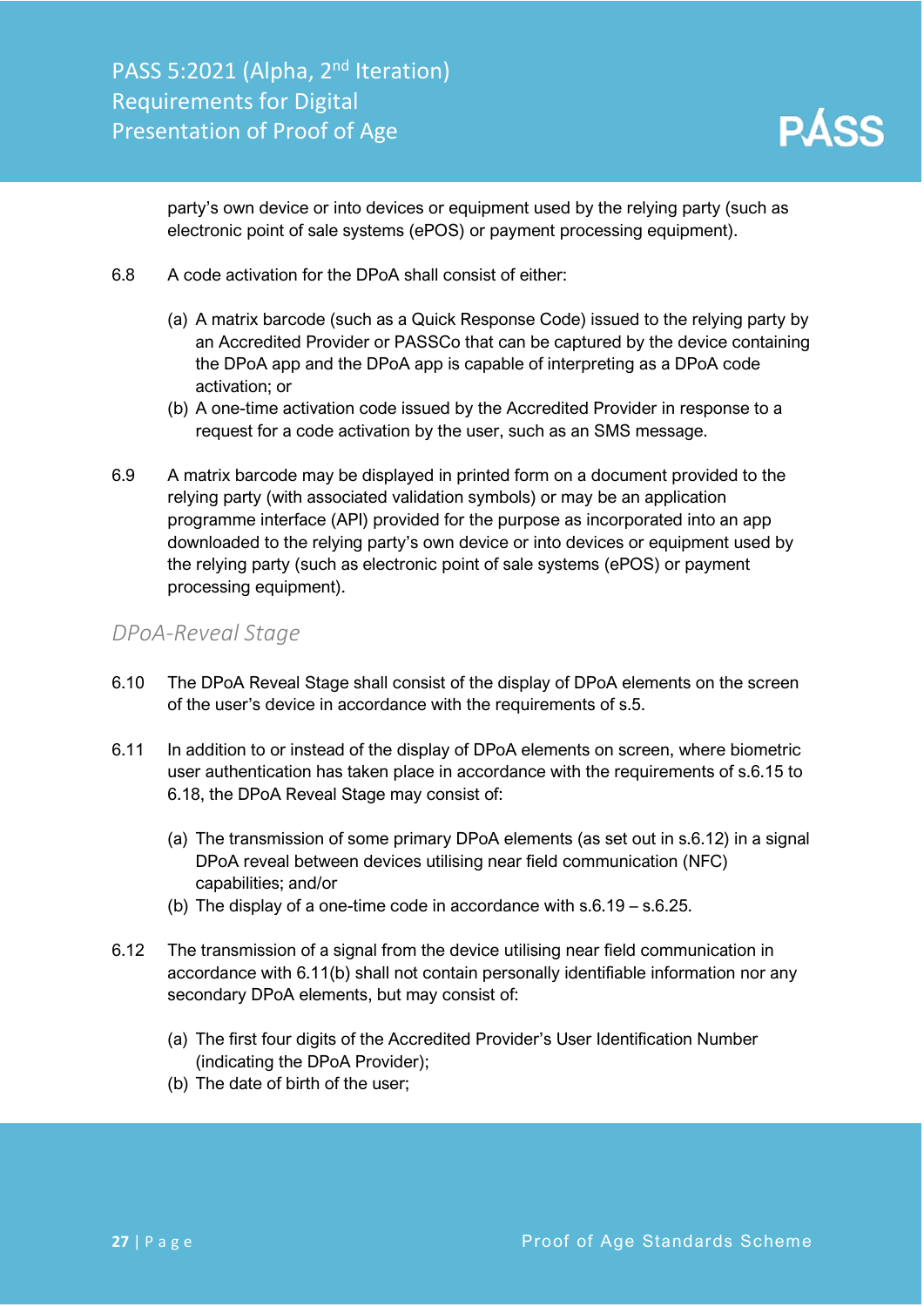party's own device or into devices or equipment used by the relying party (such as electronic point of sale systems (ePOS) or payment processing equipment).

6.8 A code activation for the DPoA shall consist of either:

(a) A matrix barcode (such as a Quick Response Code) issued to the relying party by an Accredited Provider or PASSCo that can be captured by the device containing the DPoA app and the DPoA app is capable of interpreting as a DPoA code activation; or
(b) A one-time activation code issued by the Accredited Provider in response to a request for a code activation by the user, such as an SMS message.

6.9 A matrix barcode may be displayed in printed form on a document provided to the relying party (with associated validation symbols) or may be an application programme interface (API) provided for the purpose as incorporated into an app downloaded to the relying party's own device or into devices or equipment used by the relying party (such as electronic point of sale systems (ePOS) or payment processing equipment).

## *DPoA-Reveal Stage*

6.10 The DPoA Reveal Stage shall consist of the display of DPoA elements on the screen of the user's device in accordance with the requirements of s.5.

6.11 In addition to or instead of the display of DPoA elements on screen, where biometric user authentication has taken place in accordance with the requirements of s.6.15 to 6.18, the DPoA Reveal Stage may consist of:

(a) The transmission of some primary DPoA elements (as set out in s.6.12) in a signal DPoA reveal between devices utilising near field communication (NFC) capabilities; and/or
(b) The display of a one-time code in accordance with s.6.19 – s.6.25.

6.12 The transmission of a signal from the device utilising near field communication in accordance with 6.11(b) shall not contain personally identifiable information nor any secondary DPoA elements, but may consist of:

(a) The first four digits of the Accredited Provider's User Identification Number (indicating the DPoA Provider);
(b) The date of birth of the user;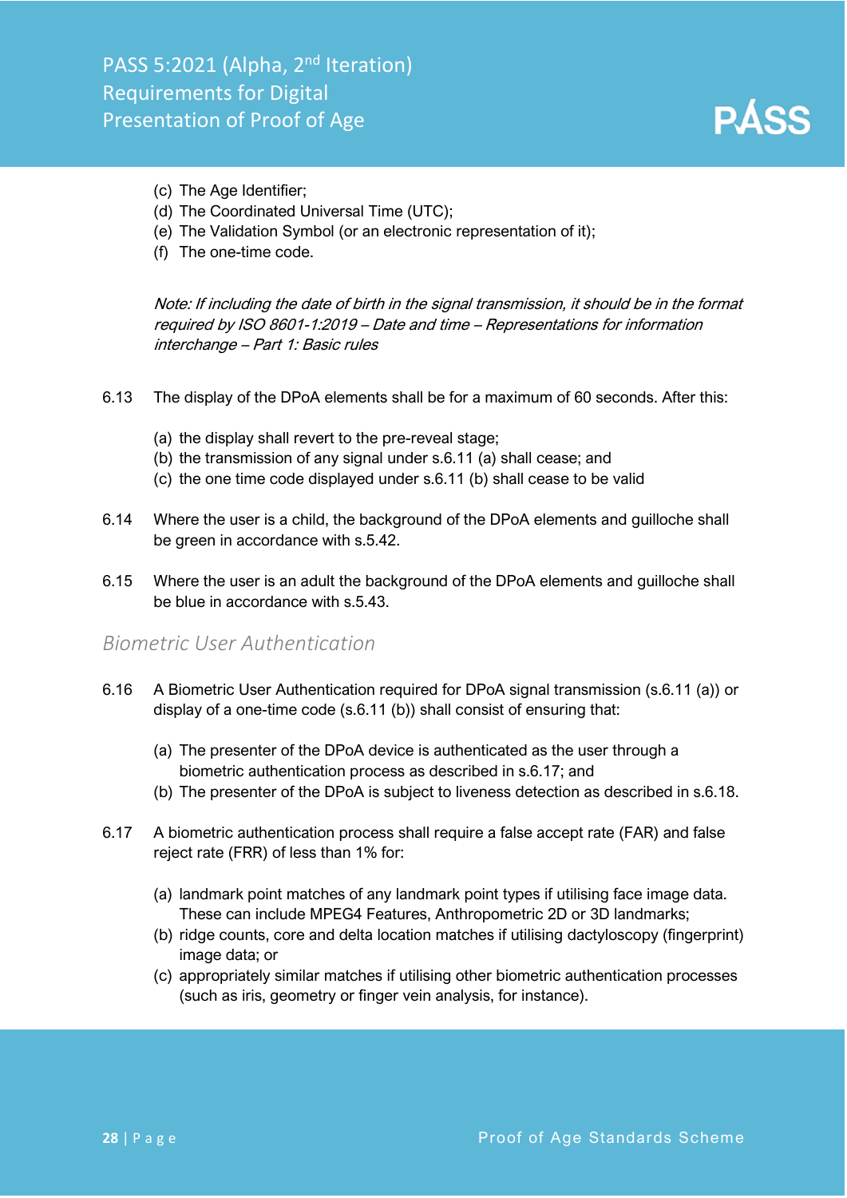(c) The Age Identifier;
(d) The Coordinated Universal Time (UTC);
(e) The Validation Symbol (or an electronic representation of it);
(f) The one-time code.

*Note: If including the date of birth in the signal transmission, it should be in the format required by ISO 8601-1:2019 – Date and time – Representations for information interchange – Part 1: Basic rules*

6.13 The display of the DPoA elements shall be for a maximum of 60 seconds. After this:

(a) the display shall revert to the pre-reveal stage;
(b) the transmission of any signal under s.6.11 (a) shall cease; and
(c) the one time code displayed under s.6.11 (b) shall cease to be valid

6.14 Where the user is a child, the background of the DPoA elements and guilloche shall be green in accordance with s.5.42.

6.15 Where the user is an adult the background of the DPoA elements and guilloche shall be blue in accordance with s.5.43.

## *Biometric User Authentication*

6.16 A Biometric User Authentication required for DPoA signal transmission (s.6.11 (a)) or display of a one-time code (s.6.11 (b)) shall consist of ensuring that:

(a) The presenter of the DPoA device is authenticated as the user through a biometric authentication process as described in s.6.17; and
(b) The presenter of the DPoA is subject to liveness detection as described in s.6.18.

6.17 A biometric authentication process shall require a false accept rate (FAR) and false reject rate (FRR) of less than 1% for:

(a) landmark point matches of any landmark point types if utilising face image data. These can include MPEG4 Features, Anthropometric 2D or 3D landmarks;
(b) ridge counts, core and delta location matches if utilising dactyloscopy (fingerprint) image data; or
(c) appropriately similar matches if utilising other biometric authentication processes (such as iris, geometry or finger vein analysis, for instance).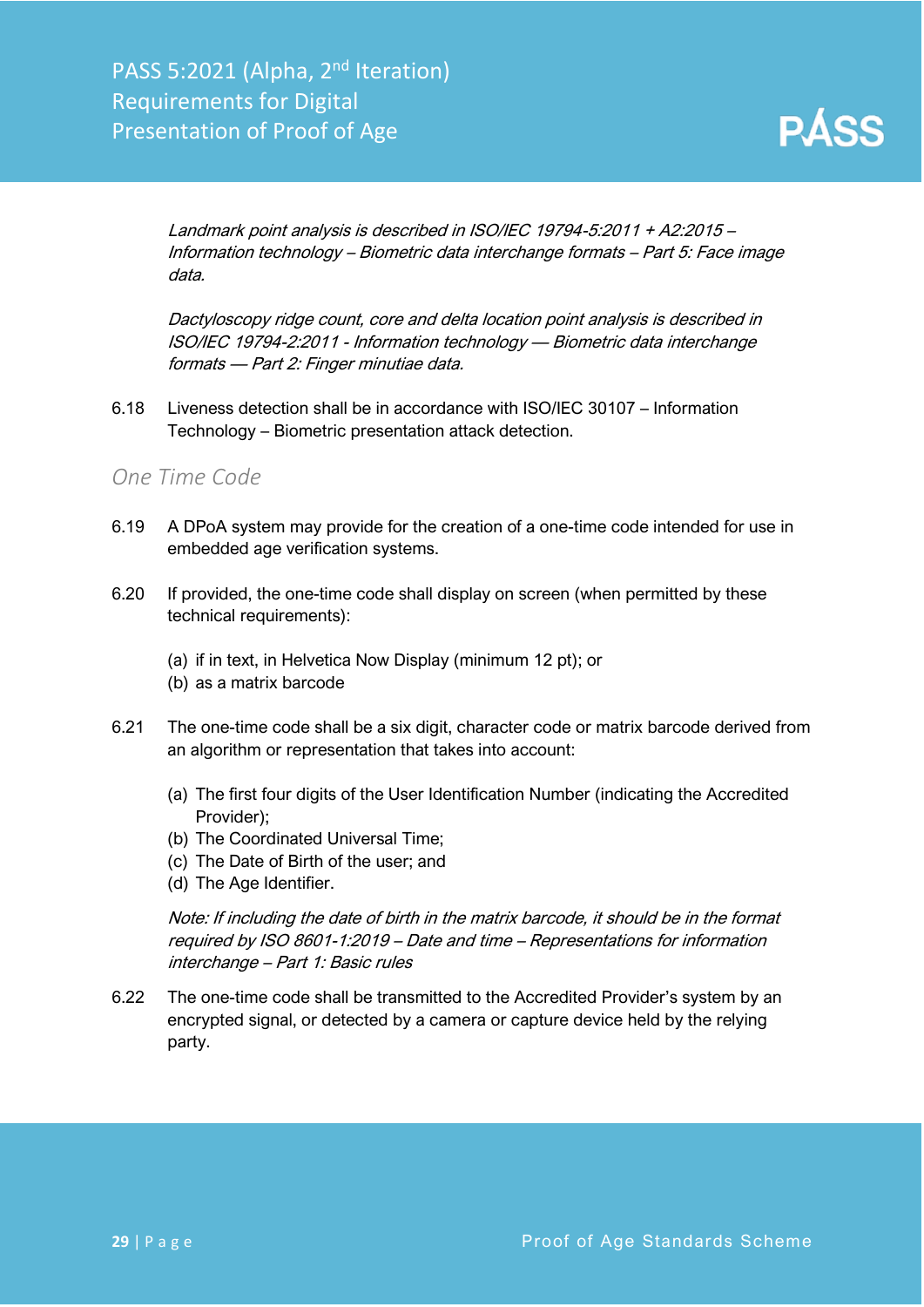*Landmark point analysis is described in ISO/IEC 19794-5:2011 + A2:2015 – Information technology – Biometric data interchange formats – Part 5: Face image data.*

*Dactyloscopy ridge count, core and delta location point analysis is described in ISO/IEC 19794-2:2011 - Information technology — Biometric data interchange formats — Part 2: Finger minutiae data.*

6.18 Liveness detection shall be in accordance with ISO/IEC 30107 – Information Technology – Biometric presentation attack detection.

## *One Time Code*

6.19 A DPoA system may provide for the creation of a one-time code intended for use in embedded age verification systems.

6.20 If provided, the one-time code shall display on screen (when permitted by these technical requirements):

(a) if in text, in Helvetica Now Display (minimum 12 pt); or
(b) as a matrix barcode

6.21 The one-time code shall be a six digit, character code or matrix barcode derived from an algorithm or representation that takes into account:

(a) The first four digits of the User Identification Number (indicating the Accredited Provider);
(b) The Coordinated Universal Time;
(c) The Date of Birth of the user; and
(d) The Age Identifier.

*Note: If including the date of birth in the matrix barcode, it should be in the format required by ISO 8601-1:2019 – Date and time – Representations for information interchange – Part 1: Basic rules*

6.22 The one-time code shall be transmitted to the Accredited Provider's system by an encrypted signal, or detected by a camera or capture device held by the relying party.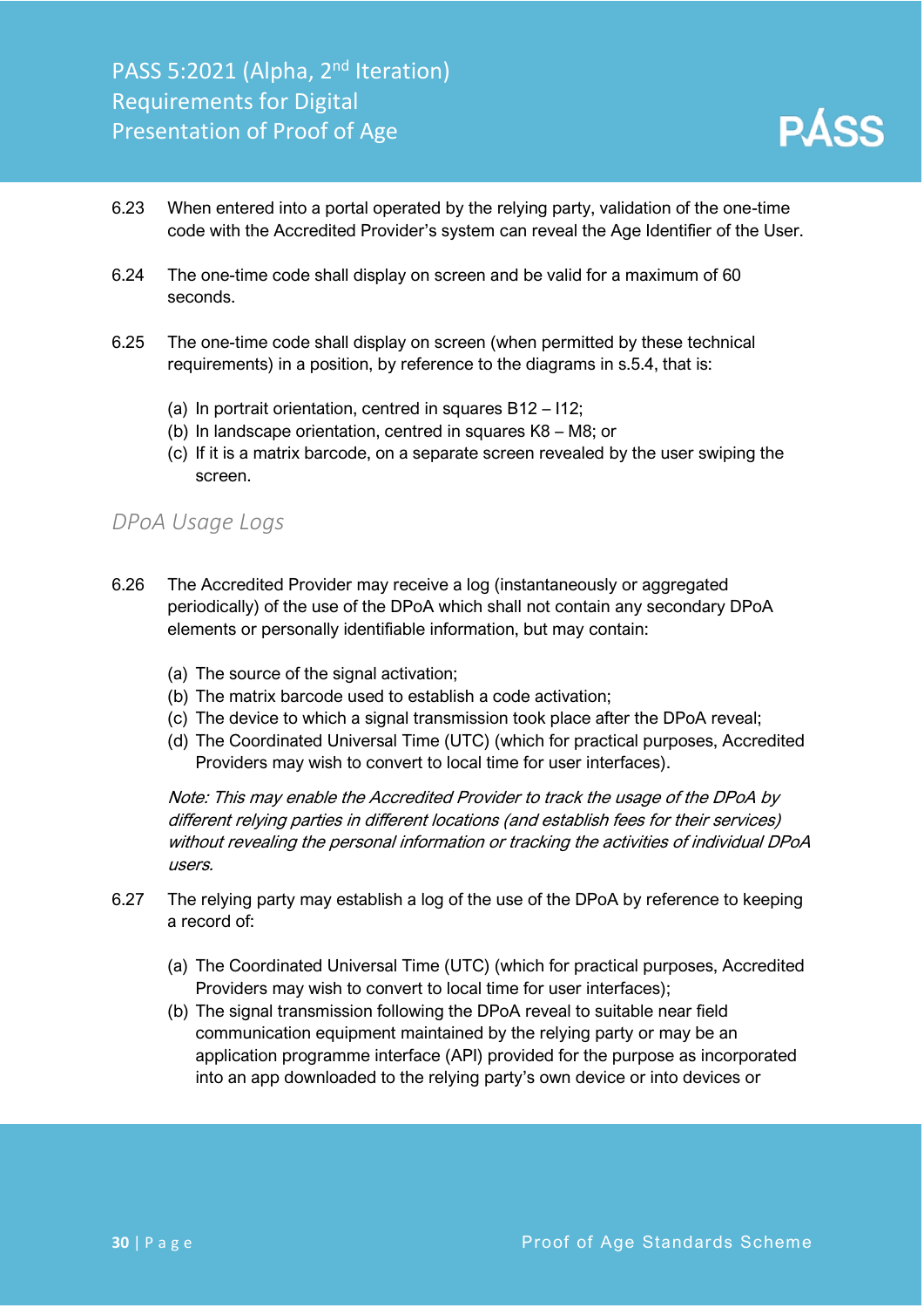6.23 When entered into a portal operated by the relying party, validation of the one-time code with the Accredited Provider's system can reveal the Age Identifier of the User.

6.24 The one-time code shall display on screen and be valid for a maximum of 60 seconds.

6.25 The one-time code shall display on screen (when permitted by these technical requirements) in a position, by reference to the diagrams in s.5.4, that is:

(a) In portrait orientation, centred in squares B12 – I12;
(b) In landscape orientation, centred in squares K8 – M8; or
(c) If it is a matrix barcode, on a separate screen revealed by the user swiping the screen.

### *DPoA Usage Logs*

6.26 The Accredited Provider may receive a log (instantaneously or aggregated periodically) of the use of the DPoA which shall not contain any secondary DPoA elements or personally identifiable information, but may contain:

(a) The source of the signal activation;
(b) The matrix barcode used to establish a code activation;
(c) The device to which a signal transmission took place after the DPoA reveal;
(d) The Coordinated Universal Time (UTC) (which for practical purposes, Accredited Providers may wish to convert to local time for user interfaces).

*Note: This may enable the Accredited Provider to track the usage of the DPoA by different relying parties in different locations (and establish fees for their services) without revealing the personal information or tracking the activities of individual DPoA users.*

6.27 The relying party may establish a log of the use of the DPoA by reference to keeping a record of:

(a) The Coordinated Universal Time (UTC) (which for practical purposes, Accredited Providers may wish to convert to local time for user interfaces);
(b) The signal transmission following the DPoA reveal to suitable near field communication equipment maintained by the relying party or may be an application programme interface (API) provided for the purpose as incorporated into an app downloaded to the relying party's own device or into devices or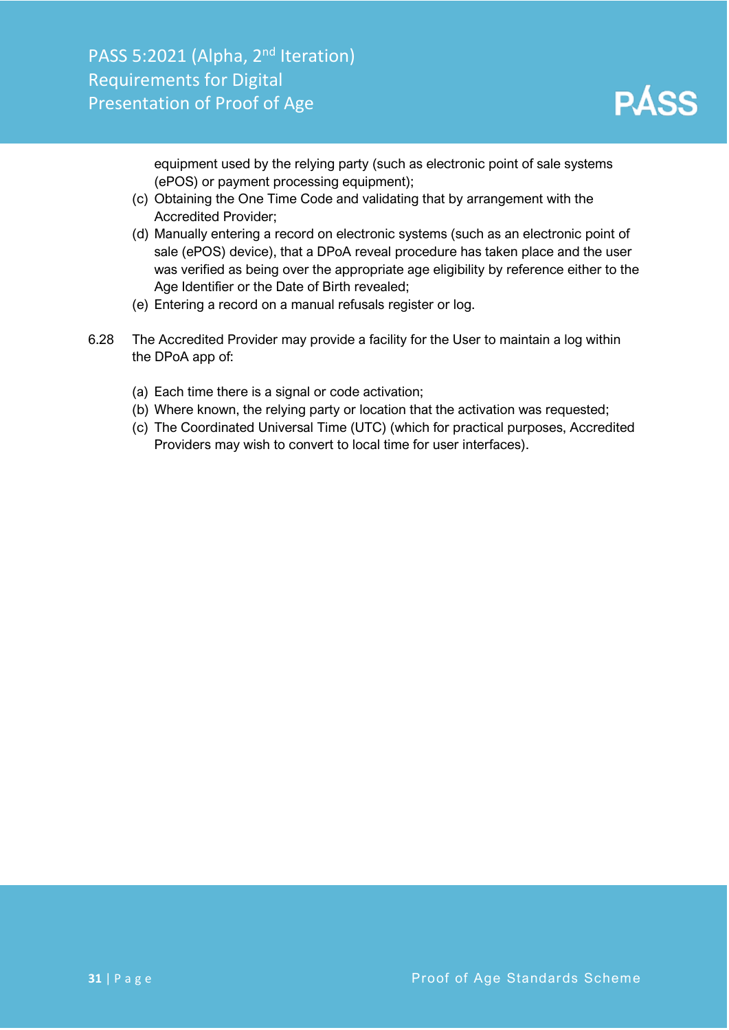equipment used by the relying party (such as electronic point of sale systems (ePOS) or payment processing equipment);

(c) Obtaining the One Time Code and validating that by arrangement with the Accredited Provider;

(d) Manually entering a record on electronic systems (such as an electronic point of sale (ePOS) device), that a DPoA reveal procedure has taken place and the user was verified as being over the appropriate age eligibility by reference either to the Age Identifier or the Date of Birth revealed;

(e) Entering a record on a manual refusals register or log.

6.28 The Accredited Provider may provide a facility for the User to maintain a log within the DPoA app of:

(a) Each time there is a signal or code activation;

(b) Where known, the relying party or location that the activation was requested;

(c) The Coordinated Universal Time (UTC) (which for practical purposes, Accredited Providers may wish to convert to local time for user interfaces).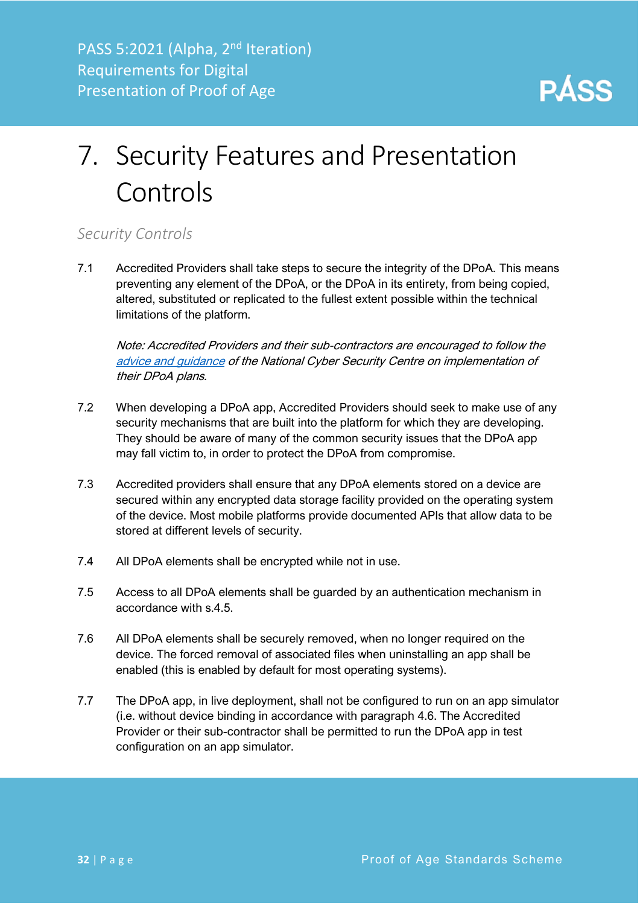# 7. Security Features and Presentation Controls

## *Security Controls*

7.1 Accredited Providers shall take steps to secure the integrity of the DPoA. This means preventing any element of the DPoA, or the DPoA in its entirety, from being copied, altered, substituted or replicated to the fullest extent possible within the technical limitations of the platform.

*Note: Accredited Providers and their sub-contractors are encouraged to follow the advice and guidance of the National Cyber Security Centre on implementation of their DPoA plans.*

7.2 When developing a DPoA app, Accredited Providers should seek to make use of any security mechanisms that are built into the platform for which they are developing. They should be aware of many of the common security issues that the DPoA app may fall victim to, in order to protect the DPoA from compromise.

7.3 Accredited providers shall ensure that any DPoA elements stored on a device are secured within any encrypted data storage facility provided on the operating system of the device. Most mobile platforms provide documented APIs that allow data to be stored at different levels of security.

7.4 All DPoA elements shall be encrypted while not in use.

7.5 Access to all DPoA elements shall be guarded by an authentication mechanism in accordance with s.4.5.

7.6 All DPoA elements shall be securely removed, when no longer required on the device. The forced removal of associated files when uninstalling an app shall be enabled (this is enabled by default for most operating systems).

7.7 The DPoA app, in live deployment, shall not be configured to run on an app simulator (i.e. without device binding in accordance with paragraph 4.6. The Accredited Provider or their sub-contractor shall be permitted to run the DPoA app in test configuration on an app simulator.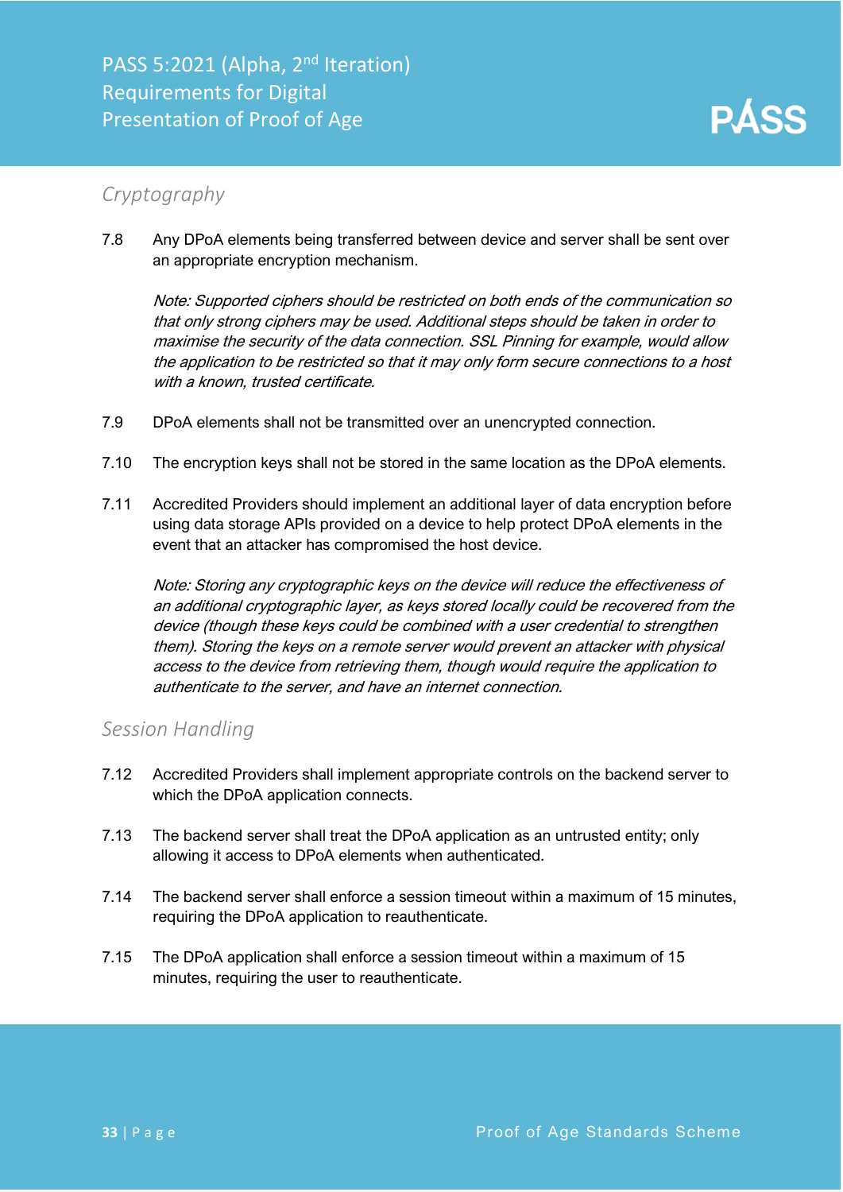### Cryptography

7.8 Any DPoA elements being transferred between device and server shall be sent over an appropriate encryption mechanism.

*Note: Supported ciphers should be restricted on both ends of the communication so that only strong ciphers may be used. Additional steps should be taken in order to maximise the security of the data connection. SSL Pinning for example, would allow the application to be restricted so that it may only form secure connections to a host with a known, trusted certificate.*

7.9 DPoA elements shall not be transmitted over an unencrypted connection.

7.10 The encryption keys shall not be stored in the same location as the DPoA elements.

7.11 Accredited Providers should implement an additional layer of data encryption before using data storage APIs provided on a device to help protect DPoA elements in the event that an attacker has compromised the host device.

*Note: Storing any cryptographic keys on the device will reduce the effectiveness of an additional cryptographic layer, as keys stored locally could be recovered from the device (though these keys could be combined with a user credential to strengthen them). Storing the keys on a remote server would prevent an attacker with physical access to the device from retrieving them, though would require the application to authenticate to the server, and have an internet connection.*

### Session Handling

7.12 Accredited Providers shall implement appropriate controls on the backend server to which the DPoA application connects.

7.13 The backend server shall treat the DPoA application as an untrusted entity; only allowing it access to DPoA elements when authenticated.

7.14 The backend server shall enforce a session timeout within a maximum of 15 minutes, requiring the DPoA application to reauthenticate.

7.15 The DPoA application shall enforce a session timeout within a maximum of 15 minutes, requiring the user to reauthenticate.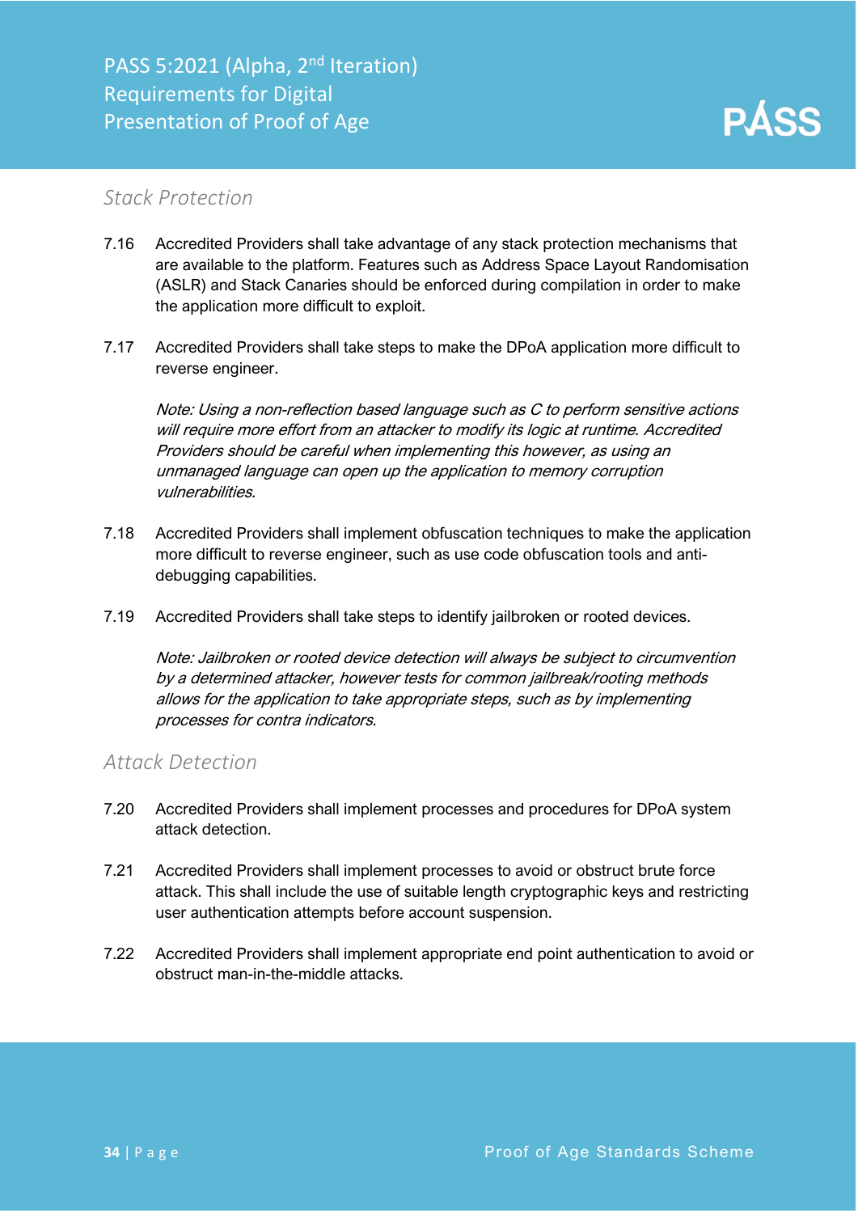### Stack Protection

7.16 Accredited Providers shall take advantage of any stack protection mechanisms that are available to the platform. Features such as Address Space Layout Randomisation (ASLR) and Stack Canaries should be enforced during compilation in order to make the application more difficult to exploit.

7.17 Accredited Providers shall take steps to make the DPoA application more difficult to reverse engineer.

*Note: Using a non-reflection based language such as C to perform sensitive actions will require more effort from an attacker to modify its logic at runtime. Accredited Providers should be careful when implementing this however, as using an unmanaged language can open up the application to memory corruption vulnerabilities.*

7.18 Accredited Providers shall implement obfuscation techniques to make the application more difficult to reverse engineer, such as use code obfuscation tools and anti-debugging capabilities.

7.19 Accredited Providers shall take steps to identify jailbroken or rooted devices.

*Note: Jailbroken or rooted device detection will always be subject to circumvention by a determined attacker, however tests for common jailbreak/rooting methods allows for the application to take appropriate steps, such as by implementing processes for contra indicators.*

### Attack Detection

7.20 Accredited Providers shall implement processes and procedures for DPoA system attack detection.

7.21 Accredited Providers shall implement processes to avoid or obstruct brute force attack. This shall include the use of suitable length cryptographic keys and restricting user authentication attempts before account suspension.

7.22 Accredited Providers shall implement appropriate end point authentication to avoid or obstruct man-in-the-middle attacks.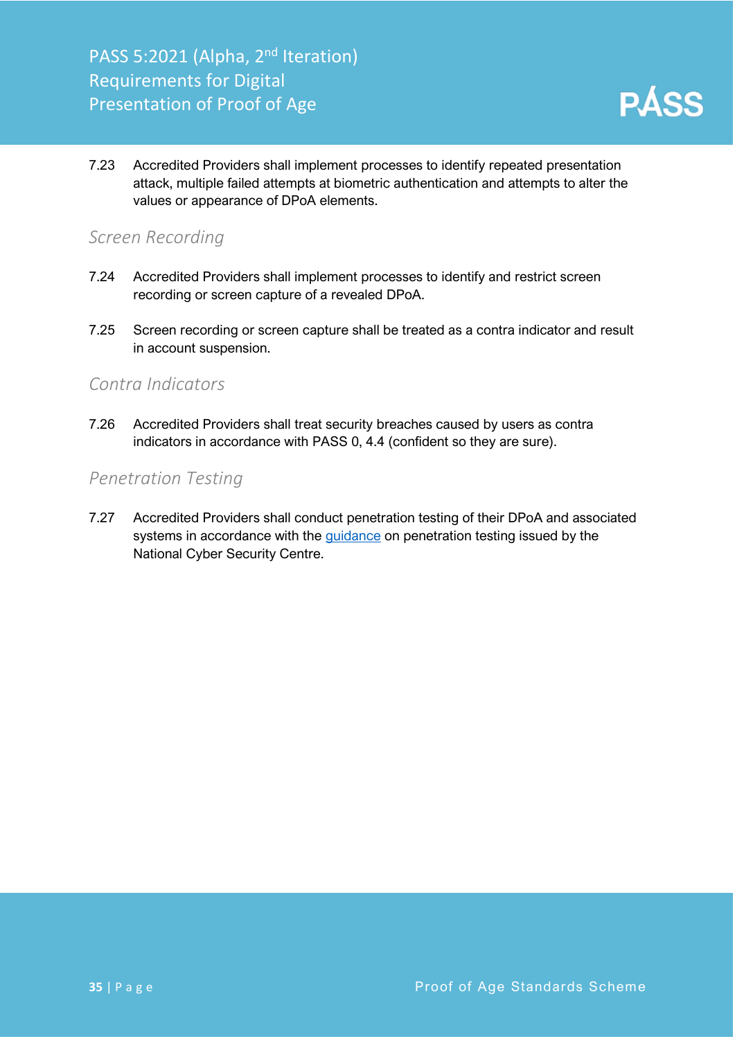7.23 Accredited Providers shall implement processes to identify repeated presentation attack, multiple failed attempts at biometric authentication and attempts to alter the values or appearance of DPoA elements.

### *Screen Recording*

7.24 Accredited Providers shall implement processes to identify and restrict screen recording or screen capture of a revealed DPoA.

7.25 Screen recording or screen capture shall be treated as a contra indicator and result in account suspension.

### *Contra Indicators*

7.26 Accredited Providers shall treat security breaches caused by users as contra indicators in accordance with PASS 0, 4.4 (confident so they are sure).

### *Penetration Testing*

7.27 Accredited Providers shall conduct penetration testing of their DPoA and associated systems in accordance with the guidance on penetration testing issued by the National Cyber Security Centre.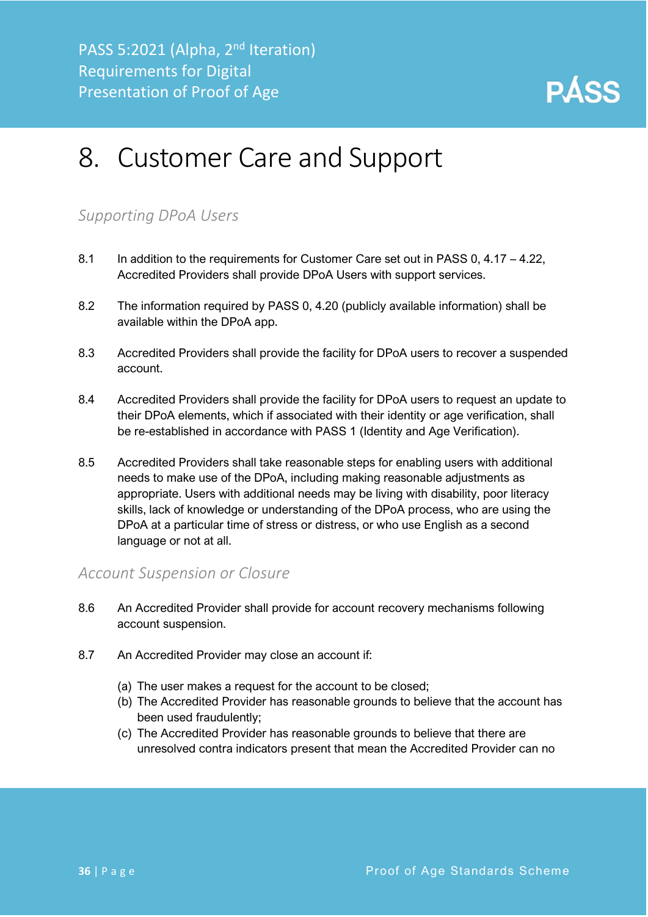# 8. Customer Care and Support

### *Supporting DPoA Users*

8.1 In addition to the requirements for Customer Care set out in PASS 0, 4.17 – 4.22, Accredited Providers shall provide DPoA Users with support services.

8.2 The information required by PASS 0, 4.20 (publicly available information) shall be available within the DPoA app.

8.3 Accredited Providers shall provide the facility for DPoA users to recover a suspended account.

8.4 Accredited Providers shall provide the facility for DPoA users to request an update to their DPoA elements, which if associated with their identity or age verification, shall be re-established in accordance with PASS 1 (Identity and Age Verification).

8.5 Accredited Providers shall take reasonable steps for enabling users with additional needs to make use of the DPoA, including making reasonable adjustments as appropriate. Users with additional needs may be living with disability, poor literacy skills, lack of knowledge or understanding of the DPoA process, who are using the DPoA at a particular time of stress or distress, or who use English as a second language or not at all.

### *Account Suspension or Closure*

8.6 An Accredited Provider shall provide for account recovery mechanisms following account suspension.

8.7 An Accredited Provider may close an account if:

(a) The user makes a request for the account to be closed;
(b) The Accredited Provider has reasonable grounds to believe that the account has been used fraudulently;
(c) The Accredited Provider has reasonable grounds to believe that there are unresolved contra indicators present that mean the Accredited Provider can no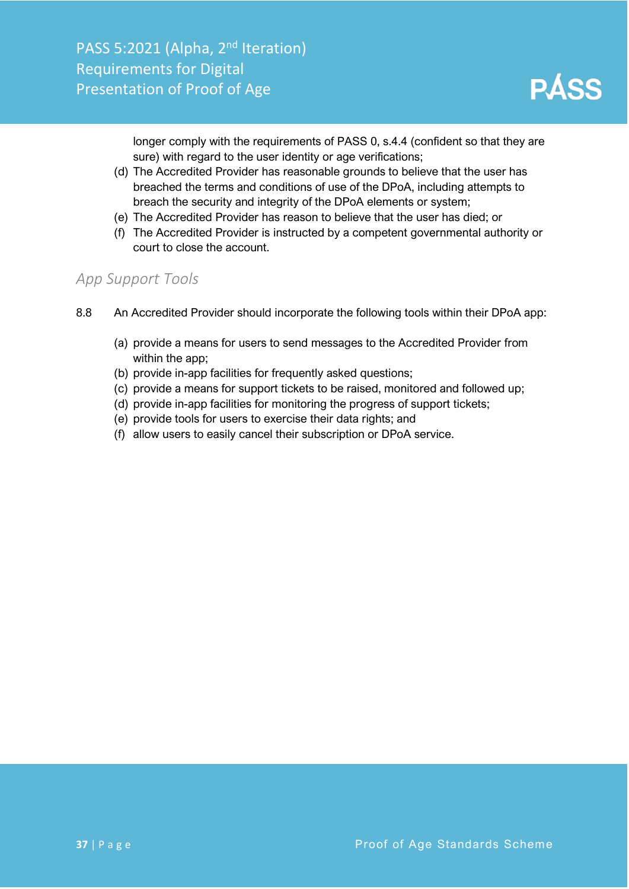longer comply with the requirements of PASS 0, s.4.4 (confident so that they are sure) with regard to the user identity or age verifications;

(d) The Accredited Provider has reasonable grounds to believe that the user has breached the terms and conditions of use of the DPoA, including attempts to breach the security and integrity of the DPoA elements or system;

(e) The Accredited Provider has reason to believe that the user has died; or

(f) The Accredited Provider is instructed by a competent governmental authority or court to close the account.

## *App Support Tools*

8.8 An Accredited Provider should incorporate the following tools within their DPoA app:

(a) provide a means for users to send messages to the Accredited Provider from within the app;

(b) provide in-app facilities for frequently asked questions;

(c) provide a means for support tickets to be raised, monitored and followed up;

(d) provide in-app facilities for monitoring the progress of support tickets;

(e) provide tools for users to exercise their data rights; and

(f) allow users to easily cancel their subscription or DPoA service.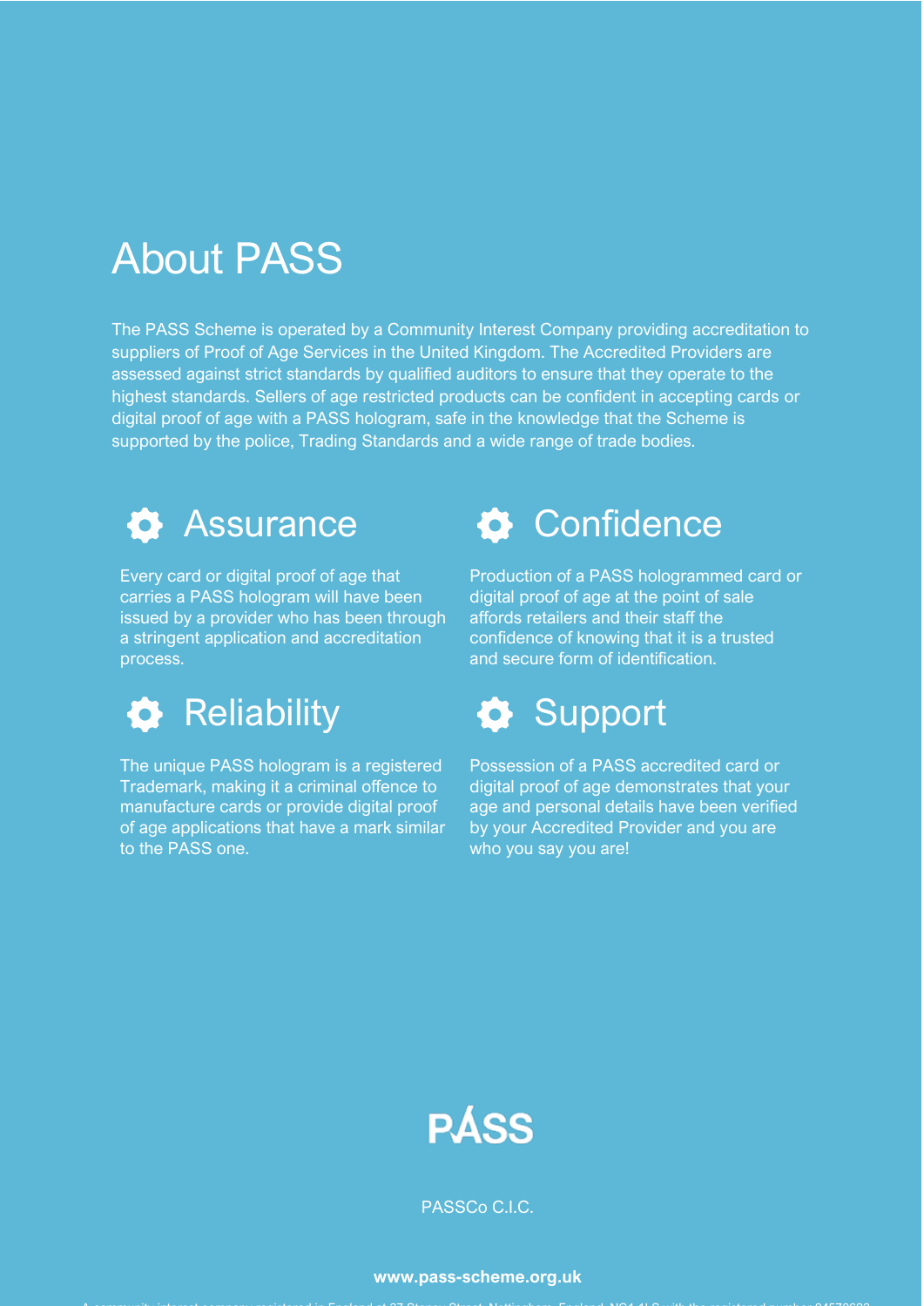# About PASS

The PASS Scheme is operated by a Community Interest Company providing accreditation to suppliers of Proof of Age Services in the United Kingdom. The Accredited Providers are assessed against strict standards by qualified auditors to ensure that they operate to the highest standards. Sellers of age restricted products can be confident in accepting cards or digital proof of age with a PASS hologram, safe in the knowledge that the Scheme is supported by the police, Trading Standards and a wide range of trade bodies.

## Assurance

Every card or digital proof of age that carries a PASS hologram will have been issued by a provider who has been through a stringent application and accreditation process.

## Confidence

Production of a PASS hologrammed card or digital proof of age at the point of sale affords retailers and their staff the confidence of knowing that it is a trusted and secure form of identification.

## Reliability

The unique PASS hologram is a registered Trademark, making it a criminal offence to manufacture cards or provide digital proof of age applications that have a mark similar to the PASS one.

## Support

Possession of a PASS accredited card or digital proof of age demonstrates that your age and personal details have been verified by your Accredited Provider and you are who you say you are!

PASS

PASSCo C.I.C.

**www.pass-scheme.org.uk**